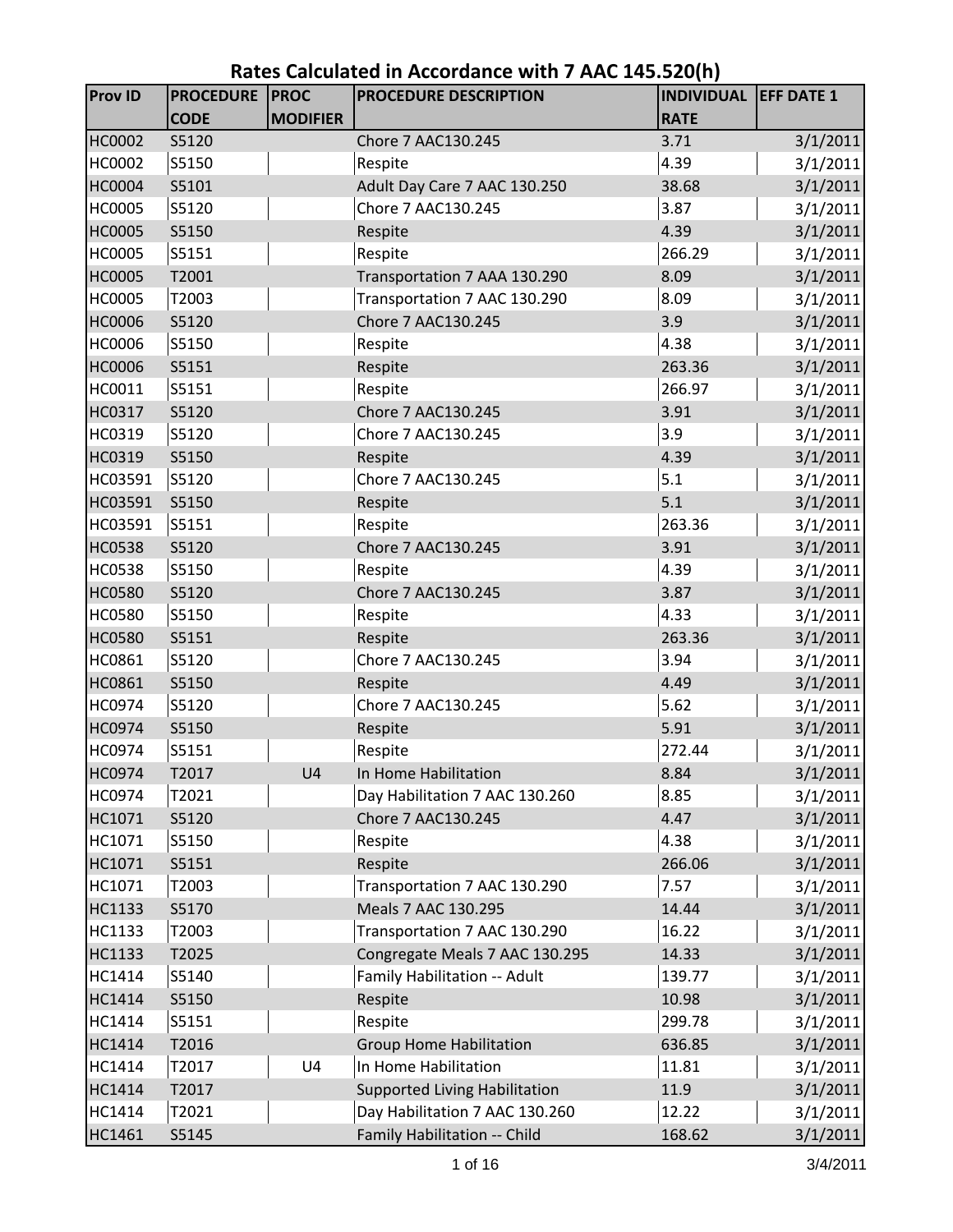# Rates Calculated in Accordance with 7 AAC 145.520(h)

| Prov ID | PROCEDURE CODE | PROC MODIFIER | PROCEDURE DESCRIPTION | INDIVIDUAL RATE | EFF DATE 1 |
|---|---|---|---|---|---|
| HC0002 | S5120 | | Chore 7 AAC130.245 | 3.71 | 3/1/2011 |
| HC0002 | S5150 | | Respite | 4.39 | 3/1/2011 |
| HC0004 | S5101 | | Adult Day Care 7 AAC 130.250 | 38.68 | 3/1/2011 |
| HC0005 | S5120 | | Chore 7 AAC130.245 | 3.87 | 3/1/2011 |
| HC0005 | S5150 | | Respite | 4.39 | 3/1/2011 |
| HC0005 | S5151 | | Respite | 266.29 | 3/1/2011 |
| HC0005 | T2001 | | Transportation 7 AAA 130.290 | 8.09 | 3/1/2011 |
| HC0005 | T2003 | | Transportation 7 AAC 130.290 | 8.09 | 3/1/2011 |
| HC0006 | S5120 | | Chore 7 AAC130.245 | 3.9 | 3/1/2011 |
| HC0006 | S5150 | | Respite | 4.38 | 3/1/2011 |
| HC0006 | S5151 | | Respite | 263.36 | 3/1/2011 |
| HC0011 | S5151 | | Respite | 266.97 | 3/1/2011 |
| HC0317 | S5120 | | Chore 7 AAC130.245 | 3.91 | 3/1/2011 |
| HC0319 | S5120 | | Chore 7 AAC130.245 | 3.9 | 3/1/2011 |
| HC0319 | S5150 | | Respite | 4.39 | 3/1/2011 |
| HC03591 | S5120 | | Chore 7 AAC130.245 | 5.1 | 3/1/2011 |
| HC03591 | S5150 | | Respite | 5.1 | 3/1/2011 |
| HC03591 | S5151 | | Respite | 263.36 | 3/1/2011 |
| HC0538 | S5120 | | Chore 7 AAC130.245 | 3.91 | 3/1/2011 |
| HC0538 | S5150 | | Respite | 4.39 | 3/1/2011 |
| HC0580 | S5120 | | Chore 7 AAC130.245 | 3.87 | 3/1/2011 |
| HC0580 | S5150 | | Respite | 4.33 | 3/1/2011 |
| HC0580 | S5151 | | Respite | 263.36 | 3/1/2011 |
| HC0861 | S5120 | | Chore 7 AAC130.245 | 3.94 | 3/1/2011 |
| HC0861 | S5150 | | Respite | 4.49 | 3/1/2011 |
| HC0974 | S5120 | | Chore 7 AAC130.245 | 5.62 | 3/1/2011 |
| HC0974 | S5150 | | Respite | 5.91 | 3/1/2011 |
| HC0974 | S5151 | | Respite | 272.44 | 3/1/2011 |
| HC0974 | T2017 | U4 | In Home Habilitation | 8.84 | 3/1/2011 |
| HC0974 | T2021 | | Day Habilitation 7 AAC 130.260 | 8.85 | 3/1/2011 |
| HC1071 | S5120 | | Chore 7 AAC130.245 | 4.47 | 3/1/2011 |
| HC1071 | S5150 | | Respite | 4.38 | 3/1/2011 |
| HC1071 | S5151 | | Respite | 266.06 | 3/1/2011 |
| HC1071 | T2003 | | Transportation 7 AAC 130.290 | 7.57 | 3/1/2011 |
| HC1133 | S5170 | | Meals 7 AAC 130.295 | 14.44 | 3/1/2011 |
| HC1133 | T2003 | | Transportation 7 AAC 130.290 | 16.22 | 3/1/2011 |
| HC1133 | T2025 | | Congregate Meals 7 AAC 130.295 | 14.33 | 3/1/2011 |
| HC1414 | S5140 | | Family Habilitation -- Adult | 139.77 | 3/1/2011 |
| HC1414 | S5150 | | Respite | 10.98 | 3/1/2011 |
| HC1414 | S5151 | | Respite | 299.78 | 3/1/2011 |
| HC1414 | T2016 | | Group Home Habilitation | 636.85 | 3/1/2011 |
| HC1414 | T2017 | U4 | In Home Habilitation | 11.81 | 3/1/2011 |
| HC1414 | T2017 | | Supported Living Habilitation | 11.9 | 3/1/2011 |
| HC1414 | T2021 | | Day Habilitation 7 AAC 130.260 | 12.22 | 3/1/2011 |
| HC1461 | S5145 | | Family Habilitation -- Child | 168.62 | 3/1/2011 |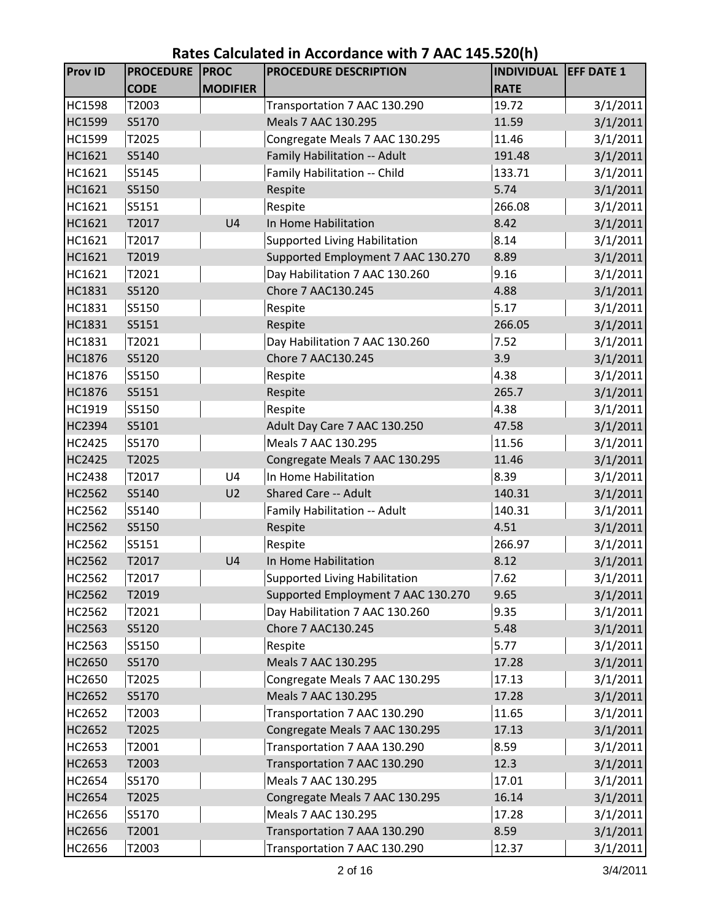# Rates Calculated in Accordance with 7 AAC 145.520(h)

| Prov ID | PROCEDURE CODE | PROC MODIFIER | PROCEDURE DESCRIPTION | INDIVIDUAL RATE | EFF DATE 1 |
|---|---|---|---|---|---|
| HC1598 | T2003 | | Transportation 7 AAC 130.290 | 19.72 | 3/1/2011 |
| HC1599 | S5170 | | Meals 7 AAC 130.295 | 11.59 | 3/1/2011 |
| HC1599 | T2025 | | Congregate Meals 7 AAC 130.295 | 11.46 | 3/1/2011 |
| HC1621 | S5140 | | Family Habilitation -- Adult | 191.48 | 3/1/2011 |
| HC1621 | S5145 | | Family Habilitation -- Child | 133.71 | 3/1/2011 |
| HC1621 | S5150 | | Respite | 5.74 | 3/1/2011 |
| HC1621 | S5151 | | Respite | 266.08 | 3/1/2011 |
| HC1621 | T2017 | U4 | In Home Habilitation | 8.42 | 3/1/2011 |
| HC1621 | T2017 | | Supported Living Habilitation | 8.14 | 3/1/2011 |
| HC1621 | T2019 | | Supported Employment 7 AAC 130.270 | 8.89 | 3/1/2011 |
| HC1621 | T2021 | | Day Habilitation 7 AAC 130.260 | 9.16 | 3/1/2011 |
| HC1831 | S5120 | | Chore 7 AAC130.245 | 4.88 | 3/1/2011 |
| HC1831 | S5150 | | Respite | 5.17 | 3/1/2011 |
| HC1831 | S5151 | | Respite | 266.05 | 3/1/2011 |
| HC1831 | T2021 | | Day Habilitation 7 AAC 130.260 | 7.52 | 3/1/2011 |
| HC1876 | S5120 | | Chore 7 AAC130.245 | 3.9 | 3/1/2011 |
| HC1876 | S5150 | | Respite | 4.38 | 3/1/2011 |
| HC1876 | S5151 | | Respite | 265.7 | 3/1/2011 |
| HC1919 | S5150 | | Respite | 4.38 | 3/1/2011 |
| HC2394 | S5101 | | Adult Day Care 7 AAC 130.250 | 47.58 | 3/1/2011 |
| HC2425 | S5170 | | Meals 7 AAC 130.295 | 11.56 | 3/1/2011 |
| HC2425 | T2025 | | Congregate Meals 7 AAC 130.295 | 11.46 | 3/1/2011 |
| HC2438 | T2017 | U4 | In Home Habilitation | 8.39 | 3/1/2011 |
| HC2562 | S5140 | U2 | Shared Care -- Adult | 140.31 | 3/1/2011 |
| HC2562 | S5140 | | Family Habilitation -- Adult | 140.31 | 3/1/2011 |
| HC2562 | S5150 | | Respite | 4.51 | 3/1/2011 |
| HC2562 | S5151 | | Respite | 266.97 | 3/1/2011 |
| HC2562 | T2017 | U4 | In Home Habilitation | 8.12 | 3/1/2011 |
| HC2562 | T2017 | | Supported Living Habilitation | 7.62 | 3/1/2011 |
| HC2562 | T2019 | | Supported Employment 7 AAC 130.270 | 9.65 | 3/1/2011 |
| HC2562 | T2021 | | Day Habilitation 7 AAC 130.260 | 9.35 | 3/1/2011 |
| HC2563 | S5120 | | Chore 7 AAC130.245 | 5.48 | 3/1/2011 |
| HC2563 | S5150 | | Respite | 5.77 | 3/1/2011 |
| HC2650 | S5170 | | Meals 7 AAC 130.295 | 17.28 | 3/1/2011 |
| HC2650 | T2025 | | Congregate Meals 7 AAC 130.295 | 17.13 | 3/1/2011 |
| HC2652 | S5170 | | Meals 7 AAC 130.295 | 17.28 | 3/1/2011 |
| HC2652 | T2003 | | Transportation 7 AAC 130.290 | 11.65 | 3/1/2011 |
| HC2652 | T2025 | | Congregate Meals 7 AAC 130.295 | 17.13 | 3/1/2011 |
| HC2653 | T2001 | | Transportation 7 AAA 130.290 | 8.59 | 3/1/2011 |
| HC2653 | T2003 | | Transportation 7 AAC 130.290 | 12.3 | 3/1/2011 |
| HC2654 | S5170 | | Meals 7 AAC 130.295 | 17.01 | 3/1/2011 |
| HC2654 | T2025 | | Congregate Meals 7 AAC 130.295 | 16.14 | 3/1/2011 |
| HC2656 | S5170 | | Meals 7 AAC 130.295 | 17.28 | 3/1/2011 |
| HC2656 | T2001 | | Transportation 7 AAA 130.290 | 8.59 | 3/1/2011 |
| HC2656 | T2003 | | Transportation 7 AAC 130.290 | 12.37 | 3/1/2011 |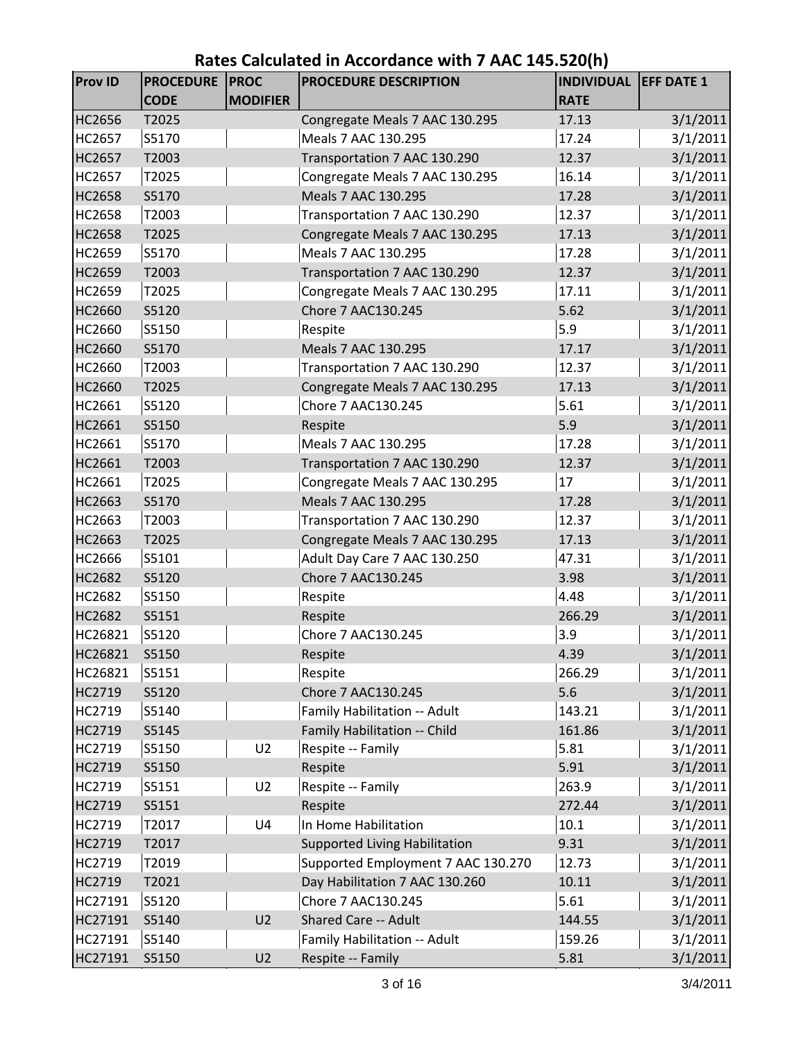# Rates Calculated in Accordance with 7 AAC 145.520(h)

| Prov ID | PROCEDURE CODE | PROC MODIFIER | PROCEDURE DESCRIPTION | INDIVIDUAL RATE | EFF DATE 1 |
|---|---|---|---|---|---|
| HC2656 | T2025 | | Congregate Meals 7 AAC 130.295 | 17.13 | 3/1/2011 |
| HC2657 | S5170 | | Meals 7 AAC 130.295 | 17.24 | 3/1/2011 |
| HC2657 | T2003 | | Transportation 7 AAC 130.290 | 12.37 | 3/1/2011 |
| HC2657 | T2025 | | Congregate Meals 7 AAC 130.295 | 16.14 | 3/1/2011 |
| HC2658 | S5170 | | Meals 7 AAC 130.295 | 17.28 | 3/1/2011 |
| HC2658 | T2003 | | Transportation 7 AAC 130.290 | 12.37 | 3/1/2011 |
| HC2658 | T2025 | | Congregate Meals 7 AAC 130.295 | 17.13 | 3/1/2011 |
| HC2659 | S5170 | | Meals 7 AAC 130.295 | 17.28 | 3/1/2011 |
| HC2659 | T2003 | | Transportation 7 AAC 130.290 | 12.37 | 3/1/2011 |
| HC2659 | T2025 | | Congregate Meals 7 AAC 130.295 | 17.11 | 3/1/2011 |
| HC2660 | S5120 | | Chore 7 AAC130.245 | 5.62 | 3/1/2011 |
| HC2660 | S5150 | | Respite | 5.9 | 3/1/2011 |
| HC2660 | S5170 | | Meals 7 AAC 130.295 | 17.17 | 3/1/2011 |
| HC2660 | T2003 | | Transportation 7 AAC 130.290 | 12.37 | 3/1/2011 |
| HC2660 | T2025 | | Congregate Meals 7 AAC 130.295 | 17.13 | 3/1/2011 |
| HC2661 | S5120 | | Chore 7 AAC130.245 | 5.61 | 3/1/2011 |
| HC2661 | S5150 | | Respite | 5.9 | 3/1/2011 |
| HC2661 | S5170 | | Meals 7 AAC 130.295 | 17.28 | 3/1/2011 |
| HC2661 | T2003 | | Transportation 7 AAC 130.290 | 12.37 | 3/1/2011 |
| HC2661 | T2025 | | Congregate Meals 7 AAC 130.295 | 17 | 3/1/2011 |
| HC2663 | S5170 | | Meals 7 AAC 130.295 | 17.28 | 3/1/2011 |
| HC2663 | T2003 | | Transportation 7 AAC 130.290 | 12.37 | 3/1/2011 |
| HC2663 | T2025 | | Congregate Meals 7 AAC 130.295 | 17.13 | 3/1/2011 |
| HC2666 | S5101 | | Adult Day Care 7 AAC 130.250 | 47.31 | 3/1/2011 |
| HC2682 | S5120 | | Chore 7 AAC130.245 | 3.98 | 3/1/2011 |
| HC2682 | S5150 | | Respite | 4.48 | 3/1/2011 |
| HC2682 | S5151 | | Respite | 266.29 | 3/1/2011 |
| HC26821 | S5120 | | Chore 7 AAC130.245 | 3.9 | 3/1/2011 |
| HC26821 | S5150 | | Respite | 4.39 | 3/1/2011 |
| HC26821 | S5151 | | Respite | 266.29 | 3/1/2011 |
| HC2719 | S5120 | | Chore 7 AAC130.245 | 5.6 | 3/1/2011 |
| HC2719 | S5140 | | Family Habilitation -- Adult | 143.21 | 3/1/2011 |
| HC2719 | S5145 | | Family Habilitation -- Child | 161.86 | 3/1/2011 |
| HC2719 | S5150 | U2 | Respite -- Family | 5.81 | 3/1/2011 |
| HC2719 | S5150 | | Respite | 5.91 | 3/1/2011 |
| HC2719 | S5151 | U2 | Respite -- Family | 263.9 | 3/1/2011 |
| HC2719 | S5151 | | Respite | 272.44 | 3/1/2011 |
| HC2719 | T2017 | U4 | In Home Habilitation | 10.1 | 3/1/2011 |
| HC2719 | T2017 | | Supported Living Habilitation | 9.31 | 3/1/2011 |
| HC2719 | T2019 | | Supported Employment 7 AAC 130.270 | 12.73 | 3/1/2011 |
| HC2719 | T2021 | | Day Habilitation 7 AAC 130.260 | 10.11 | 3/1/2011 |
| HC27191 | S5120 | | Chore 7 AAC130.245 | 5.61 | 3/1/2011 |
| HC27191 | S5140 | U2 | Shared Care -- Adult | 144.55 | 3/1/2011 |
| HC27191 | S5140 | | Family Habilitation -- Adult | 159.26 | 3/1/2011 |
| HC27191 | S5150 | U2 | Respite -- Family | 5.81 | 3/1/2011 |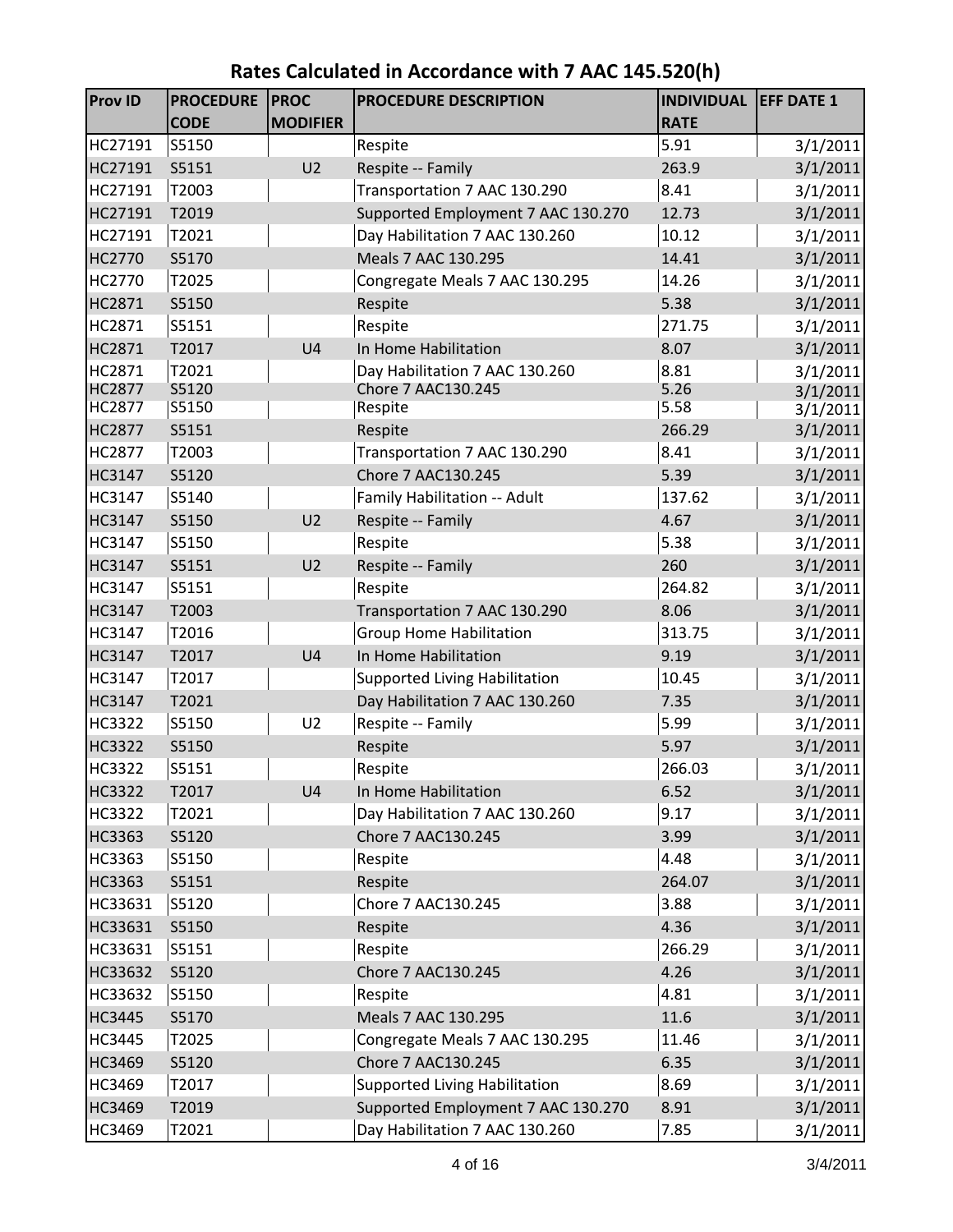# Rates Calculated in Accordance with 7 AAC 145.520(h)

| Prov ID | PROCEDURE CODE | PROC MODIFIER | PROCEDURE DESCRIPTION | INDIVIDUAL RATE | EFF DATE 1 |
|---|---|---|---|---|---|
| HC27191 | S5150 | | Respite | 5.91 | 3/1/2011 |
| HC27191 | S5151 | U2 | Respite -- Family | 263.9 | 3/1/2011 |
| HC27191 | T2003 | | Transportation 7 AAC 130.290 | 8.41 | 3/1/2011 |
| HC27191 | T2019 | | Supported Employment 7 AAC 130.270 | 12.73 | 3/1/2011 |
| HC27191 | T2021 | | Day Habilitation 7 AAC 130.260 | 10.12 | 3/1/2011 |
| HC2770 | S5170 | | Meals 7 AAC 130.295 | 14.41 | 3/1/2011 |
| HC2770 | T2025 | | Congregate Meals 7 AAC 130.295 | 14.26 | 3/1/2011 |
| HC2871 | S5150 | | Respite | 5.38 | 3/1/2011 |
| HC2871 | S5151 | | Respite | 271.75 | 3/1/2011 |
| HC2871 | T2017 | U4 | In Home Habilitation | 8.07 | 3/1/2011 |
| HC2871 | T2021 | | Day Habilitation 7 AAC 130.260 | 8.81 | 3/1/2011 |
| HC2877 | S5120 | | Chore 7 AAC130.245 | 5.26 | 3/1/2011 |
| HC2877 | S5150 | | Respite | 5.58 | 3/1/2011 |
| HC2877 | S5151 | | Respite | 266.29 | 3/1/2011 |
| HC2877 | T2003 | | Transportation 7 AAC 130.290 | 8.41 | 3/1/2011 |
| HC3147 | S5120 | | Chore 7 AAC130.245 | 5.39 | 3/1/2011 |
| HC3147 | S5140 | | Family Habilitation -- Adult | 137.62 | 3/1/2011 |
| HC3147 | S5150 | U2 | Respite -- Family | 4.67 | 3/1/2011 |
| HC3147 | S5150 | | Respite | 5.38 | 3/1/2011 |
| HC3147 | S5151 | U2 | Respite -- Family | 260 | 3/1/2011 |
| HC3147 | S5151 | | Respite | 264.82 | 3/1/2011 |
| HC3147 | T2003 | | Transportation 7 AAC 130.290 | 8.06 | 3/1/2011 |
| HC3147 | T2016 | | Group Home Habilitation | 313.75 | 3/1/2011 |
| HC3147 | T2017 | U4 | In Home Habilitation | 9.19 | 3/1/2011 |
| HC3147 | T2017 | | Supported Living Habilitation | 10.45 | 3/1/2011 |
| HC3147 | T2021 | | Day Habilitation 7 AAC 130.260 | 7.35 | 3/1/2011 |
| HC3322 | S5150 | U2 | Respite -- Family | 5.99 | 3/1/2011 |
| HC3322 | S5150 | | Respite | 5.97 | 3/1/2011 |
| HC3322 | S5151 | | Respite | 266.03 | 3/1/2011 |
| HC3322 | T2017 | U4 | In Home Habilitation | 6.52 | 3/1/2011 |
| HC3322 | T2021 | | Day Habilitation 7 AAC 130.260 | 9.17 | 3/1/2011 |
| HC3363 | S5120 | | Chore 7 AAC130.245 | 3.99 | 3/1/2011 |
| HC3363 | S5150 | | Respite | 4.48 | 3/1/2011 |
| HC3363 | S5151 | | Respite | 264.07 | 3/1/2011 |
| HC33631 | S5120 | | Chore 7 AAC130.245 | 3.88 | 3/1/2011 |
| HC33631 | S5150 | | Respite | 4.36 | 3/1/2011 |
| HC33631 | S5151 | | Respite | 266.29 | 3/1/2011 |
| HC33632 | S5120 | | Chore 7 AAC130.245 | 4.26 | 3/1/2011 |
| HC33632 | S5150 | | Respite | 4.81 | 3/1/2011 |
| HC3445 | S5170 | | Meals 7 AAC 130.295 | 11.6 | 3/1/2011 |
| HC3445 | T2025 | | Congregate Meals 7 AAC 130.295 | 11.46 | 3/1/2011 |
| HC3469 | S5120 | | Chore 7 AAC130.245 | 6.35 | 3/1/2011 |
| HC3469 | T2017 | | Supported Living Habilitation | 8.69 | 3/1/2011 |
| HC3469 | T2019 | | Supported Employment 7 AAC 130.270 | 8.91 | 3/1/2011 |
| HC3469 | T2021 | | Day Habilitation 7 AAC 130.260 | 7.85 | 3/1/2011 |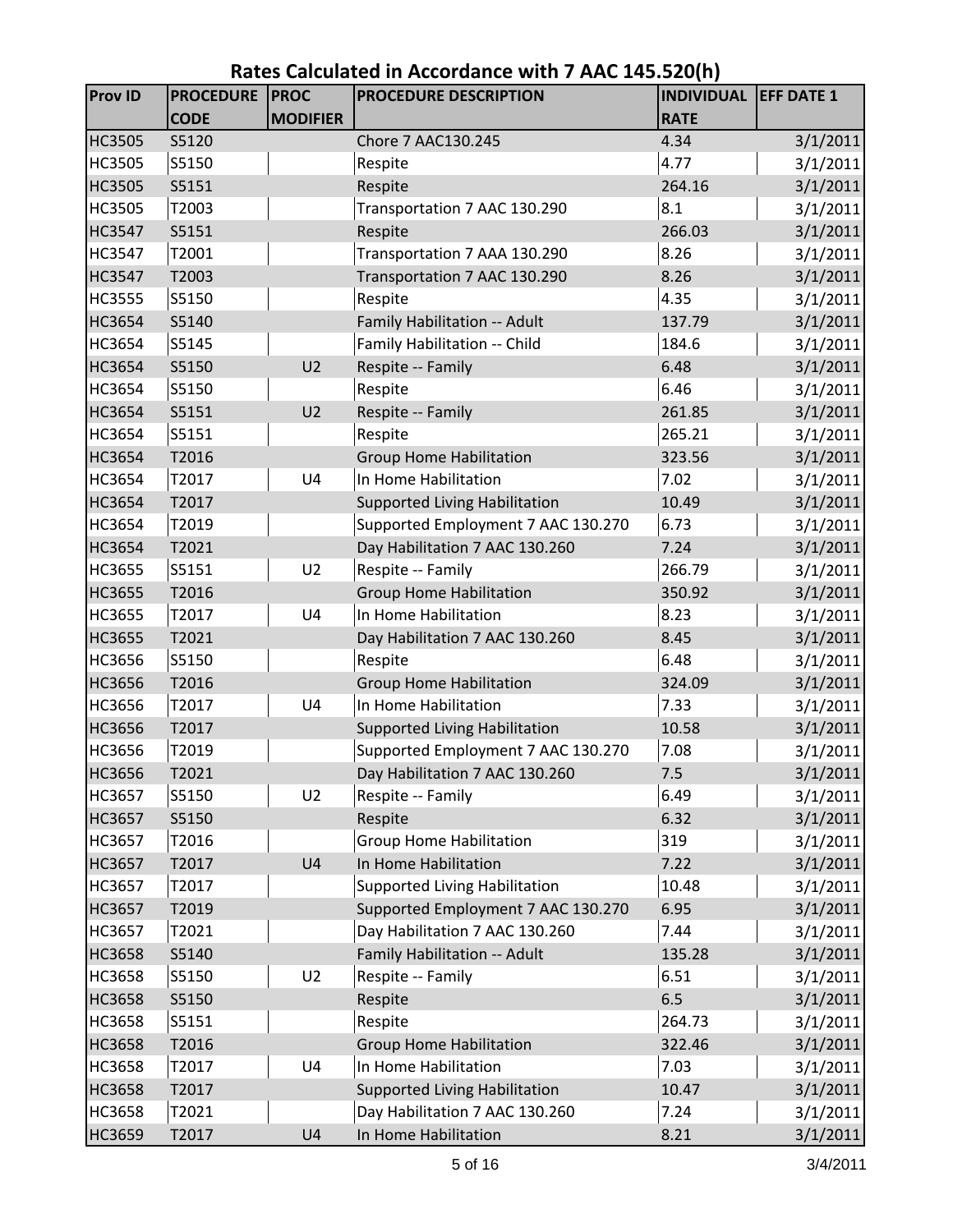# Rates Calculated in Accordance with 7 AAC 145.520(h)

| Prov ID | PROCEDURE CODE | PROC MODIFIER | PROCEDURE DESCRIPTION | INDIVIDUAL RATE | EFF DATE 1 |
|---|---|---|---|---|---|
| HC3505 | S5120 | | Chore 7 AAC130.245 | 4.34 | 3/1/2011 |
| HC3505 | S5150 | | Respite | 4.77 | 3/1/2011 |
| HC3505 | S5151 | | Respite | 264.16 | 3/1/2011 |
| HC3505 | T2003 | | Transportation 7 AAC 130.290 | 8.1 | 3/1/2011 |
| HC3547 | S5151 | | Respite | 266.03 | 3/1/2011 |
| HC3547 | T2001 | | Transportation 7 AAA 130.290 | 8.26 | 3/1/2011 |
| HC3547 | T2003 | | Transportation 7 AAC 130.290 | 8.26 | 3/1/2011 |
| HC3555 | S5150 | | Respite | 4.35 | 3/1/2011 |
| HC3654 | S5140 | | Family Habilitation -- Adult | 137.79 | 3/1/2011 |
| HC3654 | S5145 | | Family Habilitation -- Child | 184.6 | 3/1/2011 |
| HC3654 | S5150 | U2 | Respite -- Family | 6.48 | 3/1/2011 |
| HC3654 | S5150 | | Respite | 6.46 | 3/1/2011 |
| HC3654 | S5151 | U2 | Respite -- Family | 261.85 | 3/1/2011 |
| HC3654 | S5151 | | Respite | 265.21 | 3/1/2011 |
| HC3654 | T2016 | | Group Home Habilitation | 323.56 | 3/1/2011 |
| HC3654 | T2017 | U4 | In Home Habilitation | 7.02 | 3/1/2011 |
| HC3654 | T2017 | | Supported Living Habilitation | 10.49 | 3/1/2011 |
| HC3654 | T2019 | | Supported Employment 7 AAC 130.270 | 6.73 | 3/1/2011 |
| HC3654 | T2021 | | Day Habilitation 7 AAC 130.260 | 7.24 | 3/1/2011 |
| HC3655 | S5151 | U2 | Respite -- Family | 266.79 | 3/1/2011 |
| HC3655 | T2016 | | Group Home Habilitation | 350.92 | 3/1/2011 |
| HC3655 | T2017 | U4 | In Home Habilitation | 8.23 | 3/1/2011 |
| HC3655 | T2021 | | Day Habilitation 7 AAC 130.260 | 8.45 | 3/1/2011 |
| HC3656 | S5150 | | Respite | 6.48 | 3/1/2011 |
| HC3656 | T2016 | | Group Home Habilitation | 324.09 | 3/1/2011 |
| HC3656 | T2017 | U4 | In Home Habilitation | 7.33 | 3/1/2011 |
| HC3656 | T2017 | | Supported Living Habilitation | 10.58 | 3/1/2011 |
| HC3656 | T2019 | | Supported Employment 7 AAC 130.270 | 7.08 | 3/1/2011 |
| HC3656 | T2021 | | Day Habilitation 7 AAC 130.260 | 7.5 | 3/1/2011 |
| HC3657 | S5150 | U2 | Respite -- Family | 6.49 | 3/1/2011 |
| HC3657 | S5150 | | Respite | 6.32 | 3/1/2011 |
| HC3657 | T2016 | | Group Home Habilitation | 319 | 3/1/2011 |
| HC3657 | T2017 | U4 | In Home Habilitation | 7.22 | 3/1/2011 |
| HC3657 | T2017 | | Supported Living Habilitation | 10.48 | 3/1/2011 |
| HC3657 | T2019 | | Supported Employment 7 AAC 130.270 | 6.95 | 3/1/2011 |
| HC3657 | T2021 | | Day Habilitation 7 AAC 130.260 | 7.44 | 3/1/2011 |
| HC3658 | S5140 | | Family Habilitation -- Adult | 135.28 | 3/1/2011 |
| HC3658 | S5150 | U2 | Respite -- Family | 6.51 | 3/1/2011 |
| HC3658 | S5150 | | Respite | 6.5 | 3/1/2011 |
| HC3658 | S5151 | | Respite | 264.73 | 3/1/2011 |
| HC3658 | T2016 | | Group Home Habilitation | 322.46 | 3/1/2011 |
| HC3658 | T2017 | U4 | In Home Habilitation | 7.03 | 3/1/2011 |
| HC3658 | T2017 | | Supported Living Habilitation | 10.47 | 3/1/2011 |
| HC3658 | T2021 | | Day Habilitation 7 AAC 130.260 | 7.24 | 3/1/2011 |
| HC3659 | T2017 | U4 | In Home Habilitation | 8.21 | 3/1/2011 |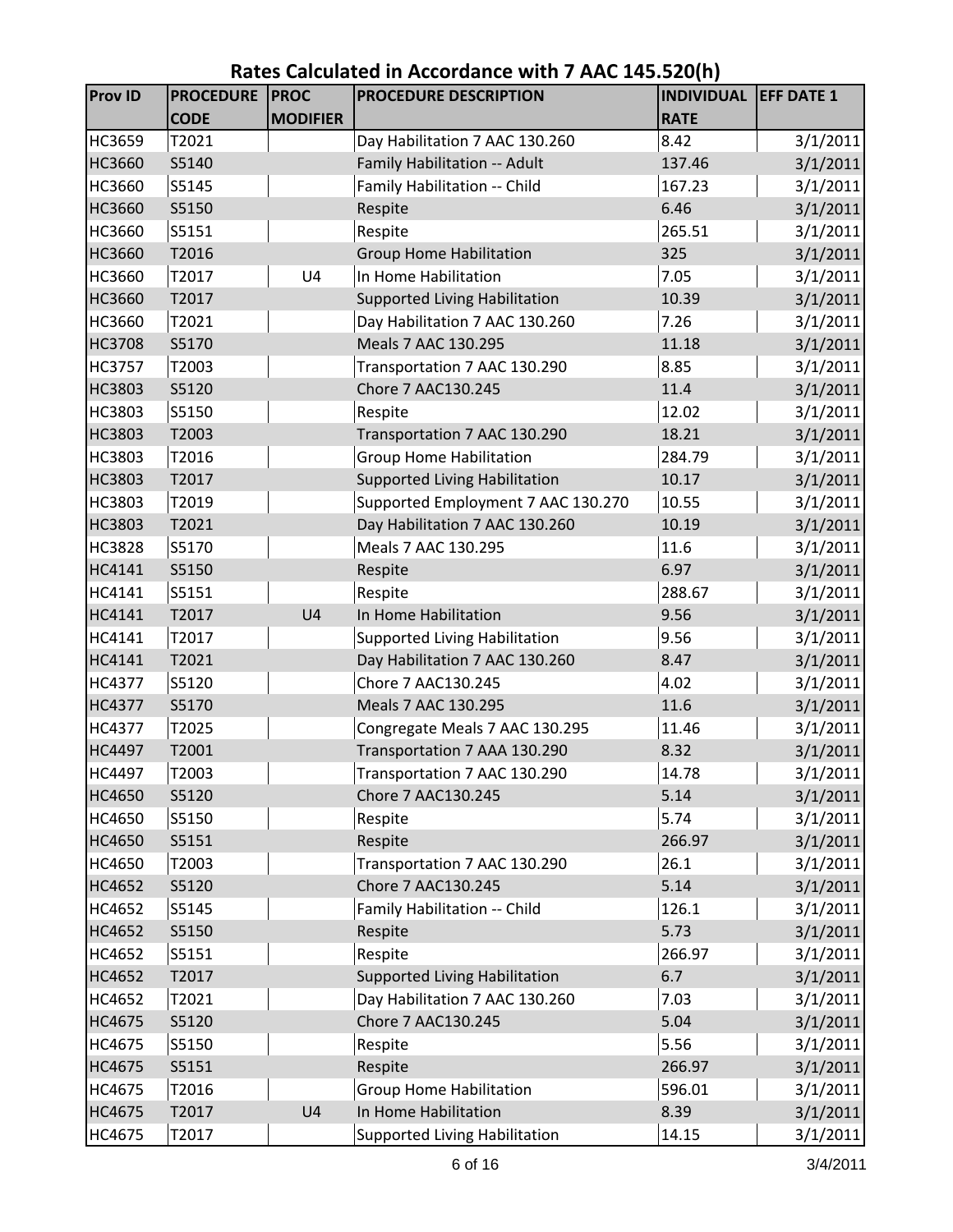# Rates Calculated in Accordance with 7 AAC 145.520(h)

| Prov ID | PROCEDURE CODE | PROC MODIFIER | PROCEDURE DESCRIPTION | INDIVIDUAL RATE | EFF DATE 1 |
|---|---|---|---|---|---|
| HC3659 | T2021 | | Day Habilitation 7 AAC 130.260 | 8.42 | 3/1/2011 |
| HC3660 | S5140 | | Family Habilitation -- Adult | 137.46 | 3/1/2011 |
| HC3660 | S5145 | | Family Habilitation -- Child | 167.23 | 3/1/2011 |
| HC3660 | S5150 | | Respite | 6.46 | 3/1/2011 |
| HC3660 | S5151 | | Respite | 265.51 | 3/1/2011 |
| HC3660 | T2016 | | Group Home Habilitation | 325 | 3/1/2011 |
| HC3660 | T2017 | U4 | In Home Habilitation | 7.05 | 3/1/2011 |
| HC3660 | T2017 | | Supported Living Habilitation | 10.39 | 3/1/2011 |
| HC3660 | T2021 | | Day Habilitation 7 AAC 130.260 | 7.26 | 3/1/2011 |
| HC3708 | S5170 | | Meals 7 AAC 130.295 | 11.18 | 3/1/2011 |
| HC3757 | T2003 | | Transportation 7 AAC 130.290 | 8.85 | 3/1/2011 |
| HC3803 | S5120 | | Chore 7 AAC130.245 | 11.4 | 3/1/2011 |
| HC3803 | S5150 | | Respite | 12.02 | 3/1/2011 |
| HC3803 | T2003 | | Transportation 7 AAC 130.290 | 18.21 | 3/1/2011 |
| HC3803 | T2016 | | Group Home Habilitation | 284.79 | 3/1/2011 |
| HC3803 | T2017 | | Supported Living Habilitation | 10.17 | 3/1/2011 |
| HC3803 | T2019 | | Supported Employment 7 AAC 130.270 | 10.55 | 3/1/2011 |
| HC3803 | T2021 | | Day Habilitation 7 AAC 130.260 | 10.19 | 3/1/2011 |
| HC3828 | S5170 | | Meals 7 AAC 130.295 | 11.6 | 3/1/2011 |
| HC4141 | S5150 | | Respite | 6.97 | 3/1/2011 |
| HC4141 | S5151 | | Respite | 288.67 | 3/1/2011 |
| HC4141 | T2017 | U4 | In Home Habilitation | 9.56 | 3/1/2011 |
| HC4141 | T2017 | | Supported Living Habilitation | 9.56 | 3/1/2011 |
| HC4141 | T2021 | | Day Habilitation 7 AAC 130.260 | 8.47 | 3/1/2011 |
| HC4377 | S5120 | | Chore 7 AAC130.245 | 4.02 | 3/1/2011 |
| HC4377 | S5170 | | Meals 7 AAC 130.295 | 11.6 | 3/1/2011 |
| HC4377 | T2025 | | Congregate Meals 7 AAC 130.295 | 11.46 | 3/1/2011 |
| HC4497 | T2001 | | Transportation 7 AAA 130.290 | 8.32 | 3/1/2011 |
| HC4497 | T2003 | | Transportation 7 AAC 130.290 | 14.78 | 3/1/2011 |
| HC4650 | S5120 | | Chore 7 AAC130.245 | 5.14 | 3/1/2011 |
| HC4650 | S5150 | | Respite | 5.74 | 3/1/2011 |
| HC4650 | S5151 | | Respite | 266.97 | 3/1/2011 |
| HC4650 | T2003 | | Transportation 7 AAC 130.290 | 26.1 | 3/1/2011 |
| HC4652 | S5120 | | Chore 7 AAC130.245 | 5.14 | 3/1/2011 |
| HC4652 | S5145 | | Family Habilitation -- Child | 126.1 | 3/1/2011 |
| HC4652 | S5150 | | Respite | 5.73 | 3/1/2011 |
| HC4652 | S5151 | | Respite | 266.97 | 3/1/2011 |
| HC4652 | T2017 | | Supported Living Habilitation | 6.7 | 3/1/2011 |
| HC4652 | T2021 | | Day Habilitation 7 AAC 130.260 | 7.03 | 3/1/2011 |
| HC4675 | S5120 | | Chore 7 AAC130.245 | 5.04 | 3/1/2011 |
| HC4675 | S5150 | | Respite | 5.56 | 3/1/2011 |
| HC4675 | S5151 | | Respite | 266.97 | 3/1/2011 |
| HC4675 | T2016 | | Group Home Habilitation | 596.01 | 3/1/2011 |
| HC4675 | T2017 | U4 | In Home Habilitation | 8.39 | 3/1/2011 |
| HC4675 | T2017 | | Supported Living Habilitation | 14.15 | 3/1/2011 |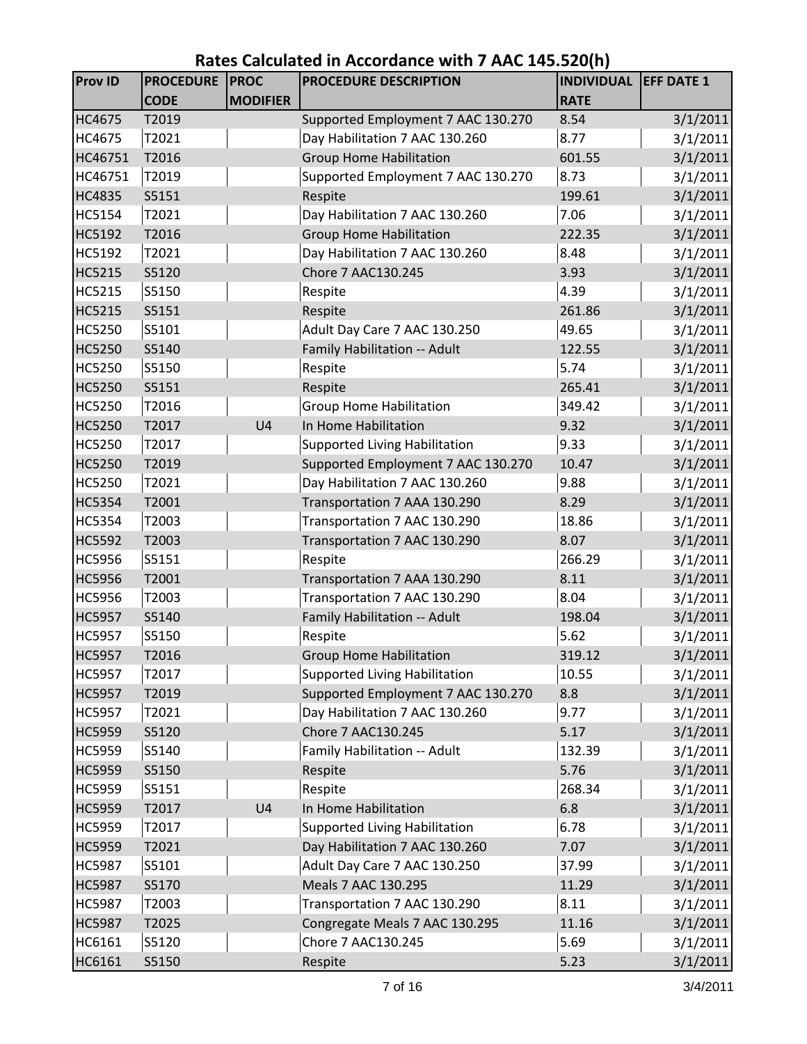# Rates Calculated in Accordance with 7 AAC 145.520(h)

| Prov ID | PROCEDURE CODE | PROC MODIFIER | PROCEDURE DESCRIPTION | INDIVIDUAL RATE | EFF DATE 1 |
|---|---|---|---|---|---|
| HC4675 | T2019 | | Supported Employment 7 AAC 130.270 | 8.54 | 3/1/2011 |
| HC4675 | T2021 | | Day Habilitation 7 AAC 130.260 | 8.77 | 3/1/2011 |
| HC46751 | T2016 | | Group Home Habilitation | 601.55 | 3/1/2011 |
| HC46751 | T2019 | | Supported Employment 7 AAC 130.270 | 8.73 | 3/1/2011 |
| HC4835 | S5151 | | Respite | 199.61 | 3/1/2011 |
| HC5154 | T2021 | | Day Habilitation 7 AAC 130.260 | 7.06 | 3/1/2011 |
| HC5192 | T2016 | | Group Home Habilitation | 222.35 | 3/1/2011 |
| HC5192 | T2021 | | Day Habilitation 7 AAC 130.260 | 8.48 | 3/1/2011 |
| HC5215 | S5120 | | Chore 7 AAC130.245 | 3.93 | 3/1/2011 |
| HC5215 | S5150 | | Respite | 4.39 | 3/1/2011 |
| HC5215 | S5151 | | Respite | 261.86 | 3/1/2011 |
| HC5250 | S5101 | | Adult Day Care 7 AAC 130.250 | 49.65 | 3/1/2011 |
| HC5250 | S5140 | | Family Habilitation -- Adult | 122.55 | 3/1/2011 |
| HC5250 | S5150 | | Respite | 5.74 | 3/1/2011 |
| HC5250 | S5151 | | Respite | 265.41 | 3/1/2011 |
| HC5250 | T2016 | | Group Home Habilitation | 349.42 | 3/1/2011 |
| HC5250 | T2017 | U4 | In Home Habilitation | 9.32 | 3/1/2011 |
| HC5250 | T2017 | | Supported Living Habilitation | 9.33 | 3/1/2011 |
| HC5250 | T2019 | | Supported Employment 7 AAC 130.270 | 10.47 | 3/1/2011 |
| HC5250 | T2021 | | Day Habilitation 7 AAC 130.260 | 9.88 | 3/1/2011 |
| HC5354 | T2001 | | Transportation 7 AAA 130.290 | 8.29 | 3/1/2011 |
| HC5354 | T2003 | | Transportation 7 AAC 130.290 | 18.86 | 3/1/2011 |
| HC5592 | T2003 | | Transportation 7 AAC 130.290 | 8.07 | 3/1/2011 |
| HC5956 | S5151 | | Respite | 266.29 | 3/1/2011 |
| HC5956 | T2001 | | Transportation 7 AAA 130.290 | 8.11 | 3/1/2011 |
| HC5956 | T2003 | | Transportation 7 AAC 130.290 | 8.04 | 3/1/2011 |
| HC5957 | S5140 | | Family Habilitation -- Adult | 198.04 | 3/1/2011 |
| HC5957 | S5150 | | Respite | 5.62 | 3/1/2011 |
| HC5957 | T2016 | | Group Home Habilitation | 319.12 | 3/1/2011 |
| HC5957 | T2017 | | Supported Living Habilitation | 10.55 | 3/1/2011 |
| HC5957 | T2019 | | Supported Employment 7 AAC 130.270 | 8.8 | 3/1/2011 |
| HC5957 | T2021 | | Day Habilitation 7 AAC 130.260 | 9.77 | 3/1/2011 |
| HC5959 | S5120 | | Chore 7 AAC130.245 | 5.17 | 3/1/2011 |
| HC5959 | S5140 | | Family Habilitation -- Adult | 132.39 | 3/1/2011 |
| HC5959 | S5150 | | Respite | 5.76 | 3/1/2011 |
| HC5959 | S5151 | | Respite | 268.34 | 3/1/2011 |
| HC5959 | T2017 | U4 | In Home Habilitation | 6.8 | 3/1/2011 |
| HC5959 | T2017 | | Supported Living Habilitation | 6.78 | 3/1/2011 |
| HC5959 | T2021 | | Day Habilitation 7 AAC 130.260 | 7.07 | 3/1/2011 |
| HC5987 | S5101 | | Adult Day Care 7 AAC 130.250 | 37.99 | 3/1/2011 |
| HC5987 | S5170 | | Meals 7 AAC 130.295 | 11.29 | 3/1/2011 |
| HC5987 | T2003 | | Transportation 7 AAC 130.290 | 8.11 | 3/1/2011 |
| HC5987 | T2025 | | Congregate Meals 7 AAC 130.295 | 11.16 | 3/1/2011 |
| HC6161 | S5120 | | Chore 7 AAC130.245 | 5.69 | 3/1/2011 |
| HC6161 | S5150 | | Respite | 5.23 | 3/1/2011 |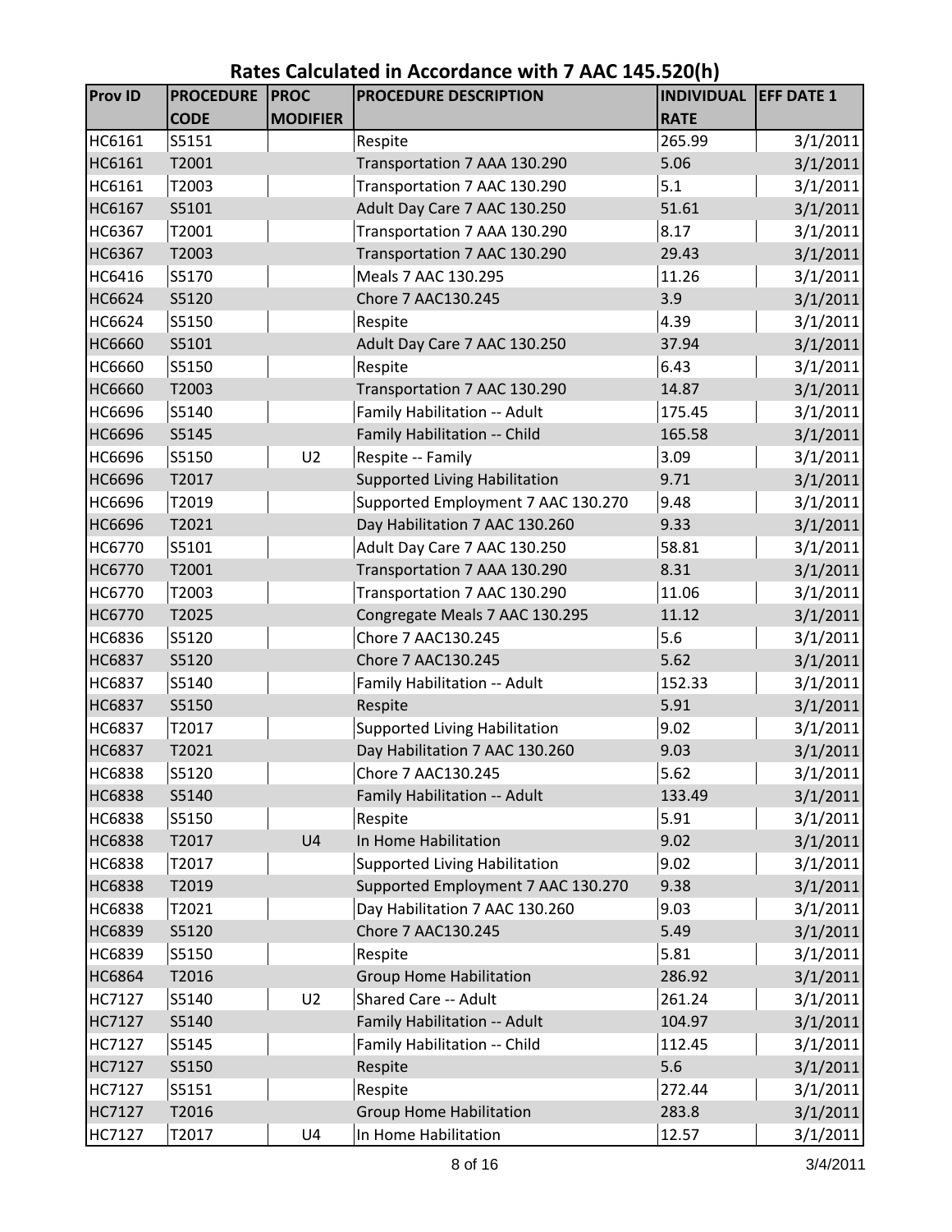# Rates Calculated in Accordance with 7 AAC 145.520(h)

| Prov ID | PROCEDURE CODE | PROC MODIFIER | PROCEDURE DESCRIPTION | INDIVIDUAL RATE | EFF DATE 1 |
|---|---|---|---|---|---|
| HC6161 | S5151 | | Respite | 265.99 | 3/1/2011 |
| HC6161 | T2001 | | Transportation 7 AAA 130.290 | 5.06 | 3/1/2011 |
| HC6161 | T2003 | | Transportation 7 AAC 130.290 | 5.1 | 3/1/2011 |
| HC6167 | S5101 | | Adult Day Care 7 AAC 130.250 | 51.61 | 3/1/2011 |
| HC6367 | T2001 | | Transportation 7 AAA 130.290 | 8.17 | 3/1/2011 |
| HC6367 | T2003 | | Transportation 7 AAC 130.290 | 29.43 | 3/1/2011 |
| HC6416 | S5170 | | Meals 7 AAC 130.295 | 11.26 | 3/1/2011 |
| HC6624 | S5120 | | Chore 7 AAC130.245 | 3.9 | 3/1/2011 |
| HC6624 | S5150 | | Respite | 4.39 | 3/1/2011 |
| HC6660 | S5101 | | Adult Day Care 7 AAC 130.250 | 37.94 | 3/1/2011 |
| HC6660 | S5150 | | Respite | 6.43 | 3/1/2011 |
| HC6660 | T2003 | | Transportation 7 AAC 130.290 | 14.87 | 3/1/2011 |
| HC6696 | S5140 | | Family Habilitation -- Adult | 175.45 | 3/1/2011 |
| HC6696 | S5145 | | Family Habilitation -- Child | 165.58 | 3/1/2011 |
| HC6696 | S5150 | U2 | Respite -- Family | 3.09 | 3/1/2011 |
| HC6696 | T2017 | | Supported Living Habilitation | 9.71 | 3/1/2011 |
| HC6696 | T2019 | | Supported Employment 7 AAC 130.270 | 9.48 | 3/1/2011 |
| HC6696 | T2021 | | Day Habilitation 7 AAC 130.260 | 9.33 | 3/1/2011 |
| HC6770 | S5101 | | Adult Day Care 7 AAC 130.250 | 58.81 | 3/1/2011 |
| HC6770 | T2001 | | Transportation 7 AAA 130.290 | 8.31 | 3/1/2011 |
| HC6770 | T2003 | | Transportation 7 AAC 130.290 | 11.06 | 3/1/2011 |
| HC6770 | T2025 | | Congregate Meals 7 AAC 130.295 | 11.12 | 3/1/2011 |
| HC6836 | S5120 | | Chore 7 AAC130.245 | 5.6 | 3/1/2011 |
| HC6837 | S5120 | | Chore 7 AAC130.245 | 5.62 | 3/1/2011 |
| HC6837 | S5140 | | Family Habilitation -- Adult | 152.33 | 3/1/2011 |
| HC6837 | S5150 | | Respite | 5.91 | 3/1/2011 |
| HC6837 | T2017 | | Supported Living Habilitation | 9.02 | 3/1/2011 |
| HC6837 | T2021 | | Day Habilitation 7 AAC 130.260 | 9.03 | 3/1/2011 |
| HC6838 | S5120 | | Chore 7 AAC130.245 | 5.62 | 3/1/2011 |
| HC6838 | S5140 | | Family Habilitation -- Adult | 133.49 | 3/1/2011 |
| HC6838 | S5150 | | Respite | 5.91 | 3/1/2011 |
| HC6838 | T2017 | U4 | In Home Habilitation | 9.02 | 3/1/2011 |
| HC6838 | T2017 | | Supported Living Habilitation | 9.02 | 3/1/2011 |
| HC6838 | T2019 | | Supported Employment 7 AAC 130.270 | 9.38 | 3/1/2011 |
| HC6838 | T2021 | | Day Habilitation 7 AAC 130.260 | 9.03 | 3/1/2011 |
| HC6839 | S5120 | | Chore 7 AAC130.245 | 5.49 | 3/1/2011 |
| HC6839 | S5150 | | Respite | 5.81 | 3/1/2011 |
| HC6864 | T2016 | | Group Home Habilitation | 286.92 | 3/1/2011 |
| HC7127 | S5140 | U2 | Shared Care -- Adult | 261.24 | 3/1/2011 |
| HC7127 | S5140 | | Family Habilitation -- Adult | 104.97 | 3/1/2011 |
| HC7127 | S5145 | | Family Habilitation -- Child | 112.45 | 3/1/2011 |
| HC7127 | S5150 | | Respite | 5.6 | 3/1/2011 |
| HC7127 | S5151 | | Respite | 272.44 | 3/1/2011 |
| HC7127 | T2016 | | Group Home Habilitation | 283.8 | 3/1/2011 |
| HC7127 | T2017 | U4 | In Home Habilitation | 12.57 | 3/1/2011 |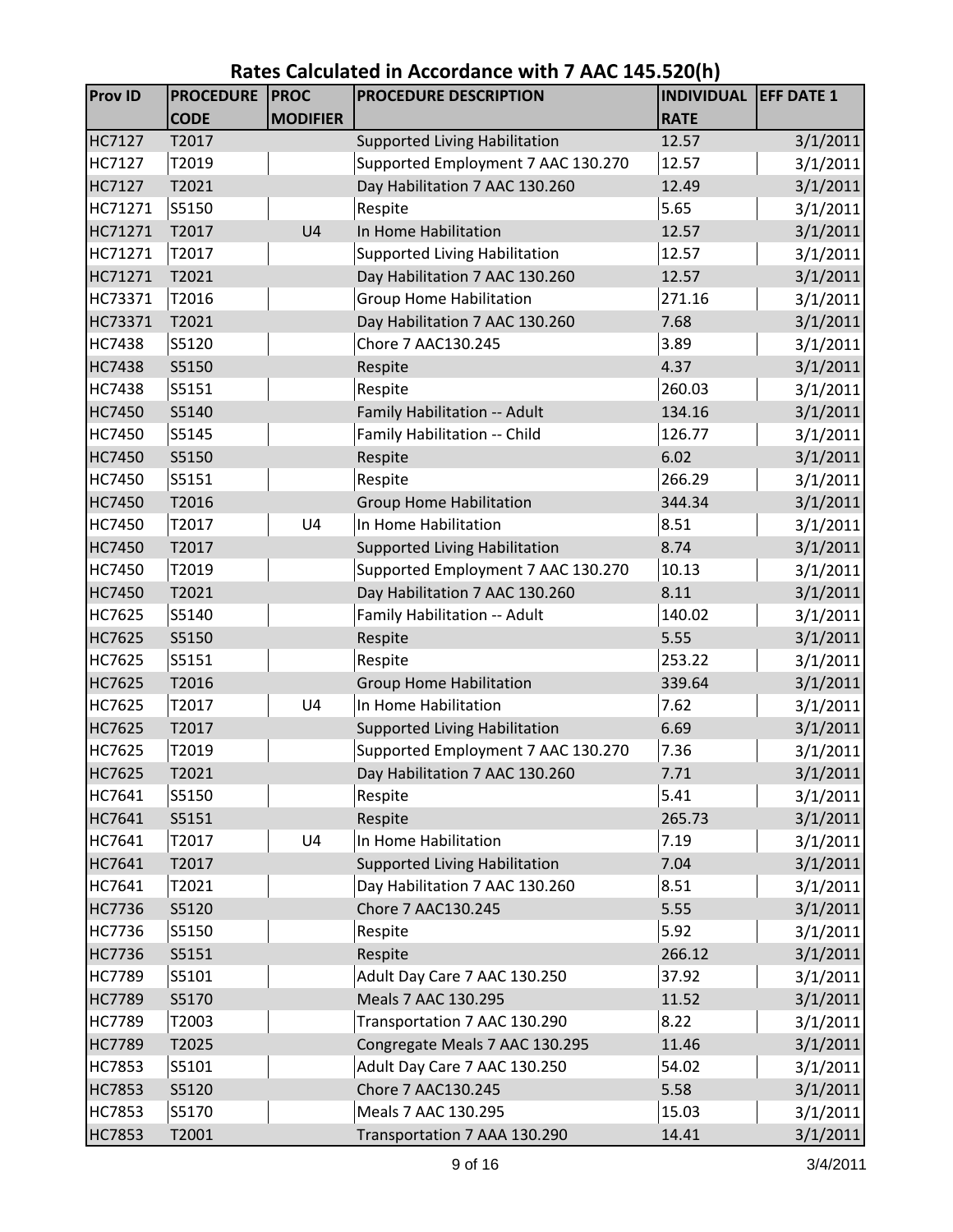# Rates Calculated in Accordance with 7 AAC 145.520(h)

| Prov ID | PROCEDURE CODE | PROC MODIFIER | PROCEDURE DESCRIPTION | INDIVIDUAL RATE | EFF DATE 1 |
|---|---|---|---|---|---|
| HC7127 | T2017 | | Supported Living Habilitation | 12.57 | 3/1/2011 |
| HC7127 | T2019 | | Supported Employment 7 AAC 130.270 | 12.57 | 3/1/2011 |
| HC7127 | T2021 | | Day Habilitation 7 AAC 130.260 | 12.49 | 3/1/2011 |
| HC71271 | S5150 | | Respite | 5.65 | 3/1/2011 |
| HC71271 | T2017 | U4 | In Home Habilitation | 12.57 | 3/1/2011 |
| HC71271 | T2017 | | Supported Living Habilitation | 12.57 | 3/1/2011 |
| HC71271 | T2021 | | Day Habilitation 7 AAC 130.260 | 12.57 | 3/1/2011 |
| HC73371 | T2016 | | Group Home Habilitation | 271.16 | 3/1/2011 |
| HC73371 | T2021 | | Day Habilitation 7 AAC 130.260 | 7.68 | 3/1/2011 |
| HC7438 | S5120 | | Chore 7 AAC130.245 | 3.89 | 3/1/2011 |
| HC7438 | S5150 | | Respite | 4.37 | 3/1/2011 |
| HC7438 | S5151 | | Respite | 260.03 | 3/1/2011 |
| HC7450 | S5140 | | Family Habilitation -- Adult | 134.16 | 3/1/2011 |
| HC7450 | S5145 | | Family Habilitation -- Child | 126.77 | 3/1/2011 |
| HC7450 | S5150 | | Respite | 6.02 | 3/1/2011 |
| HC7450 | S5151 | | Respite | 266.29 | 3/1/2011 |
| HC7450 | T2016 | | Group Home Habilitation | 344.34 | 3/1/2011 |
| HC7450 | T2017 | U4 | In Home Habilitation | 8.51 | 3/1/2011 |
| HC7450 | T2017 | | Supported Living Habilitation | 8.74 | 3/1/2011 |
| HC7450 | T2019 | | Supported Employment 7 AAC 130.270 | 10.13 | 3/1/2011 |
| HC7450 | T2021 | | Day Habilitation 7 AAC 130.260 | 8.11 | 3/1/2011 |
| HC7625 | S5140 | | Family Habilitation -- Adult | 140.02 | 3/1/2011 |
| HC7625 | S5150 | | Respite | 5.55 | 3/1/2011 |
| HC7625 | S5151 | | Respite | 253.22 | 3/1/2011 |
| HC7625 | T2016 | | Group Home Habilitation | 339.64 | 3/1/2011 |
| HC7625 | T2017 | U4 | In Home Habilitation | 7.62 | 3/1/2011 |
| HC7625 | T2017 | | Supported Living Habilitation | 6.69 | 3/1/2011 |
| HC7625 | T2019 | | Supported Employment 7 AAC 130.270 | 7.36 | 3/1/2011 |
| HC7625 | T2021 | | Day Habilitation 7 AAC 130.260 | 7.71 | 3/1/2011 |
| HC7641 | S5150 | | Respite | 5.41 | 3/1/2011 |
| HC7641 | S5151 | | Respite | 265.73 | 3/1/2011 |
| HC7641 | T2017 | U4 | In Home Habilitation | 7.19 | 3/1/2011 |
| HC7641 | T2017 | | Supported Living Habilitation | 7.04 | 3/1/2011 |
| HC7641 | T2021 | | Day Habilitation 7 AAC 130.260 | 8.51 | 3/1/2011 |
| HC7736 | S5120 | | Chore 7 AAC130.245 | 5.55 | 3/1/2011 |
| HC7736 | S5150 | | Respite | 5.92 | 3/1/2011 |
| HC7736 | S5151 | | Respite | 266.12 | 3/1/2011 |
| HC7789 | S5101 | | Adult Day Care 7 AAC 130.250 | 37.92 | 3/1/2011 |
| HC7789 | S5170 | | Meals 7 AAC 130.295 | 11.52 | 3/1/2011 |
| HC7789 | T2003 | | Transportation 7 AAC 130.290 | 8.22 | 3/1/2011 |
| HC7789 | T2025 | | Congregate Meals 7 AAC 130.295 | 11.46 | 3/1/2011 |
| HC7853 | S5101 | | Adult Day Care 7 AAC 130.250 | 54.02 | 3/1/2011 |
| HC7853 | S5120 | | Chore 7 AAC130.245 | 5.58 | 3/1/2011 |
| HC7853 | S5170 | | Meals 7 AAC 130.295 | 15.03 | 3/1/2011 |
| HC7853 | T2001 | | Transportation 7 AAA 130.290 | 14.41 | 3/1/2011 |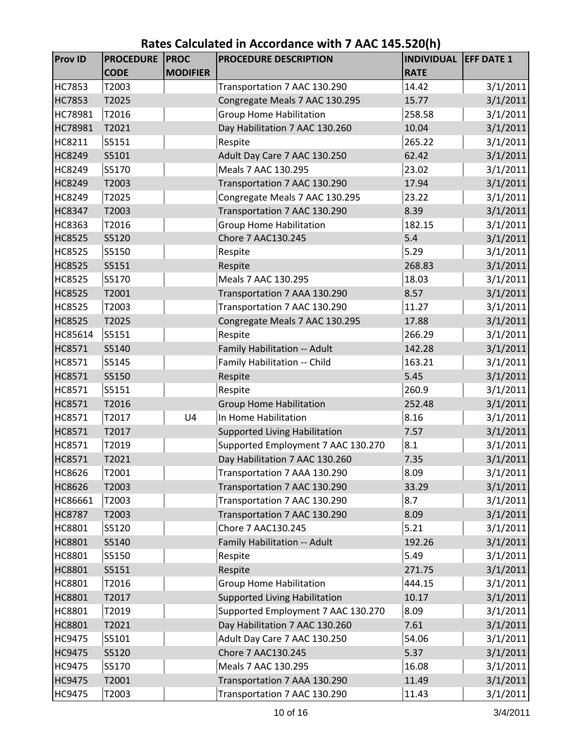# Rates Calculated in Accordance with 7 AAC 145.520(h)

| Prov ID | PROCEDURE CODE | PROC MODIFIER | PROCEDURE DESCRIPTION | INDIVIDUAL RATE | EFF DATE 1 |
|---|---|---|---|---|---|
| HC7853 | T2003 | | Transportation 7 AAC 130.290 | 14.42 | 3/1/2011 |
| HC7853 | T2025 | | Congregate Meals 7 AAC 130.295 | 15.77 | 3/1/2011 |
| HC78981 | T2016 | | Group Home Habilitation | 258.58 | 3/1/2011 |
| HC78981 | T2021 | | Day Habilitation 7 AAC 130.260 | 10.04 | 3/1/2011 |
| HC8211 | S5151 | | Respite | 265.22 | 3/1/2011 |
| HC8249 | S5101 | | Adult Day Care 7 AAC 130.250 | 62.42 | 3/1/2011 |
| HC8249 | S5170 | | Meals 7 AAC 130.295 | 23.02 | 3/1/2011 |
| HC8249 | T2003 | | Transportation 7 AAC 130.290 | 17.94 | 3/1/2011 |
| HC8249 | T2025 | | Congregate Meals 7 AAC 130.295 | 23.22 | 3/1/2011 |
| HC8347 | T2003 | | Transportation 7 AAC 130.290 | 8.39 | 3/1/2011 |
| HC8363 | T2016 | | Group Home Habilitation | 182.15 | 3/1/2011 |
| HC8525 | S5120 | | Chore 7 AAC130.245 | 5.4 | 3/1/2011 |
| HC8525 | S5150 | | Respite | 5.29 | 3/1/2011 |
| HC8525 | S5151 | | Respite | 268.83 | 3/1/2011 |
| HC8525 | S5170 | | Meals 7 AAC 130.295 | 18.03 | 3/1/2011 |
| HC8525 | T2001 | | Transportation 7 AAA 130.290 | 8.57 | 3/1/2011 |
| HC8525 | T2003 | | Transportation 7 AAC 130.290 | 11.27 | 3/1/2011 |
| HC8525 | T2025 | | Congregate Meals 7 AAC 130.295 | 17.88 | 3/1/2011 |
| HC85614 | S5151 | | Respite | 266.29 | 3/1/2011 |
| HC8571 | S5140 | | Family Habilitation -- Adult | 142.28 | 3/1/2011 |
| HC8571 | S5145 | | Family Habilitation -- Child | 163.21 | 3/1/2011 |
| HC8571 | S5150 | | Respite | 5.45 | 3/1/2011 |
| HC8571 | S5151 | | Respite | 260.9 | 3/1/2011 |
| HC8571 | T2016 | | Group Home Habilitation | 252.48 | 3/1/2011 |
| HC8571 | T2017 | U4 | In Home Habilitation | 8.16 | 3/1/2011 |
| HC8571 | T2017 | | Supported Living Habilitation | 7.57 | 3/1/2011 |
| HC8571 | T2019 | | Supported Employment 7 AAC 130.270 | 8.1 | 3/1/2011 |
| HC8571 | T2021 | | Day Habilitation 7 AAC 130.260 | 7.35 | 3/1/2011 |
| HC8626 | T2001 | | Transportation 7 AAA 130.290 | 8.09 | 3/1/2011 |
| HC8626 | T2003 | | Transportation 7 AAC 130.290 | 33.29 | 3/1/2011 |
| HC86661 | T2003 | | Transportation 7 AAC 130.290 | 8.7 | 3/1/2011 |
| HC8787 | T2003 | | Transportation 7 AAC 130.290 | 8.09 | 3/1/2011 |
| HC8801 | S5120 | | Chore 7 AAC130.245 | 5.21 | 3/1/2011 |
| HC8801 | S5140 | | Family Habilitation -- Adult | 192.26 | 3/1/2011 |
| HC8801 | S5150 | | Respite | 5.49 | 3/1/2011 |
| HC8801 | S5151 | | Respite | 271.75 | 3/1/2011 |
| HC8801 | T2016 | | Group Home Habilitation | 444.15 | 3/1/2011 |
| HC8801 | T2017 | | Supported Living Habilitation | 10.17 | 3/1/2011 |
| HC8801 | T2019 | | Supported Employment 7 AAC 130.270 | 8.09 | 3/1/2011 |
| HC8801 | T2021 | | Day Habilitation 7 AAC 130.260 | 7.61 | 3/1/2011 |
| HC9475 | S5101 | | Adult Day Care 7 AAC 130.250 | 54.06 | 3/1/2011 |
| HC9475 | S5120 | | Chore 7 AAC130.245 | 5.37 | 3/1/2011 |
| HC9475 | S5170 | | Meals 7 AAC 130.295 | 16.08 | 3/1/2011 |
| HC9475 | T2001 | | Transportation 7 AAA 130.290 | 11.49 | 3/1/2011 |
| HC9475 | T2003 | | Transportation 7 AAC 130.290 | 11.43 | 3/1/2011 |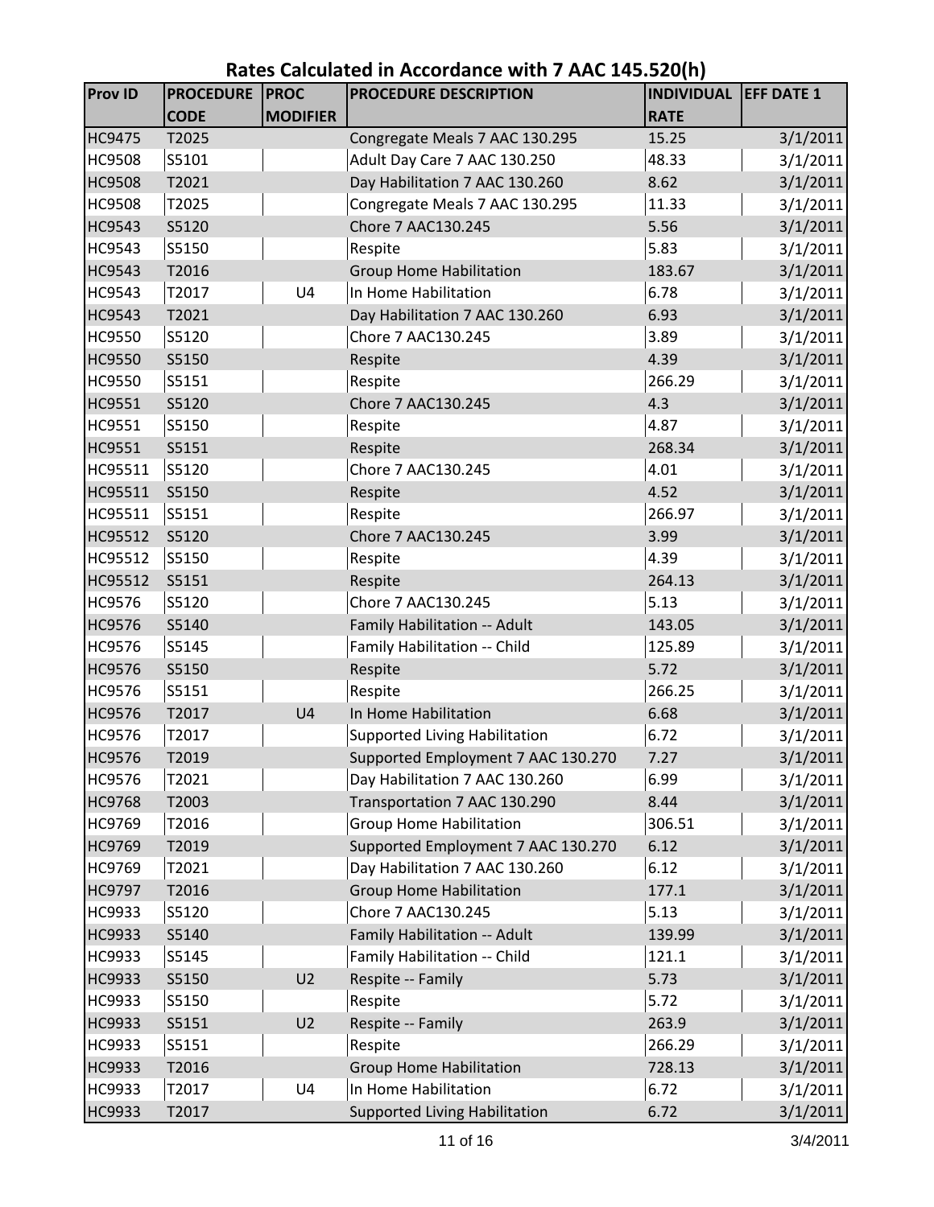# Rates Calculated in Accordance with 7 AAC 145.520(h)

| Prov ID | PROCEDURE CODE | PROC MODIFIER | PROCEDURE DESCRIPTION | INDIVIDUAL RATE | EFF DATE 1 |
|---|---|---|---|---|---|
| HC9475 | T2025 | | Congregate Meals 7 AAC 130.295 | 15.25 | 3/1/2011 |
| HC9508 | S5101 | | Adult Day Care 7 AAC 130.250 | 48.33 | 3/1/2011 |
| HC9508 | T2021 | | Day Habilitation 7 AAC 130.260 | 8.62 | 3/1/2011 |
| HC9508 | T2025 | | Congregate Meals 7 AAC 130.295 | 11.33 | 3/1/2011 |
| HC9543 | S5120 | | Chore 7 AAC130.245 | 5.56 | 3/1/2011 |
| HC9543 | S5150 | | Respite | 5.83 | 3/1/2011 |
| HC9543 | T2016 | | Group Home Habilitation | 183.67 | 3/1/2011 |
| HC9543 | T2017 | U4 | In Home Habilitation | 6.78 | 3/1/2011 |
| HC9543 | T2021 | | Day Habilitation 7 AAC 130.260 | 6.93 | 3/1/2011 |
| HC9550 | S5120 | | Chore 7 AAC130.245 | 3.89 | 3/1/2011 |
| HC9550 | S5150 | | Respite | 4.39 | 3/1/2011 |
| HC9550 | S5151 | | Respite | 266.29 | 3/1/2011 |
| HC9551 | S5120 | | Chore 7 AAC130.245 | 4.3 | 3/1/2011 |
| HC9551 | S5150 | | Respite | 4.87 | 3/1/2011 |
| HC9551 | S5151 | | Respite | 268.34 | 3/1/2011 |
| HC95511 | S5120 | | Chore 7 AAC130.245 | 4.01 | 3/1/2011 |
| HC95511 | S5150 | | Respite | 4.52 | 3/1/2011 |
| HC95511 | S5151 | | Respite | 266.97 | 3/1/2011 |
| HC95512 | S5120 | | Chore 7 AAC130.245 | 3.99 | 3/1/2011 |
| HC95512 | S5150 | | Respite | 4.39 | 3/1/2011 |
| HC95512 | S5151 | | Respite | 264.13 | 3/1/2011 |
| HC9576 | S5120 | | Chore 7 AAC130.245 | 5.13 | 3/1/2011 |
| HC9576 | S5140 | | Family Habilitation -- Adult | 143.05 | 3/1/2011 |
| HC9576 | S5145 | | Family Habilitation -- Child | 125.89 | 3/1/2011 |
| HC9576 | S5150 | | Respite | 5.72 | 3/1/2011 |
| HC9576 | S5151 | | Respite | 266.25 | 3/1/2011 |
| HC9576 | T2017 | U4 | In Home Habilitation | 6.68 | 3/1/2011 |
| HC9576 | T2017 | | Supported Living Habilitation | 6.72 | 3/1/2011 |
| HC9576 | T2019 | | Supported Employment 7 AAC 130.270 | 7.27 | 3/1/2011 |
| HC9576 | T2021 | | Day Habilitation 7 AAC 130.260 | 6.99 | 3/1/2011 |
| HC9768 | T2003 | | Transportation 7 AAC 130.290 | 8.44 | 3/1/2011 |
| HC9769 | T2016 | | Group Home Habilitation | 306.51 | 3/1/2011 |
| HC9769 | T2019 | | Supported Employment 7 AAC 130.270 | 6.12 | 3/1/2011 |
| HC9769 | T2021 | | Day Habilitation 7 AAC 130.260 | 6.12 | 3/1/2011 |
| HC9797 | T2016 | | Group Home Habilitation | 177.1 | 3/1/2011 |
| HC9933 | S5120 | | Chore 7 AAC130.245 | 5.13 | 3/1/2011 |
| HC9933 | S5140 | | Family Habilitation -- Adult | 139.99 | 3/1/2011 |
| HC9933 | S5145 | | Family Habilitation -- Child | 121.1 | 3/1/2011 |
| HC9933 | S5150 | U2 | Respite -- Family | 5.73 | 3/1/2011 |
| HC9933 | S5150 | | Respite | 5.72 | 3/1/2011 |
| HC9933 | S5151 | U2 | Respite -- Family | 263.9 | 3/1/2011 |
| HC9933 | S5151 | | Respite | 266.29 | 3/1/2011 |
| HC9933 | T2016 | | Group Home Habilitation | 728.13 | 3/1/2011 |
| HC9933 | T2017 | U4 | In Home Habilitation | 6.72 | 3/1/2011 |
| HC9933 | T2017 | | Supported Living Habilitation | 6.72 | 3/1/2011 |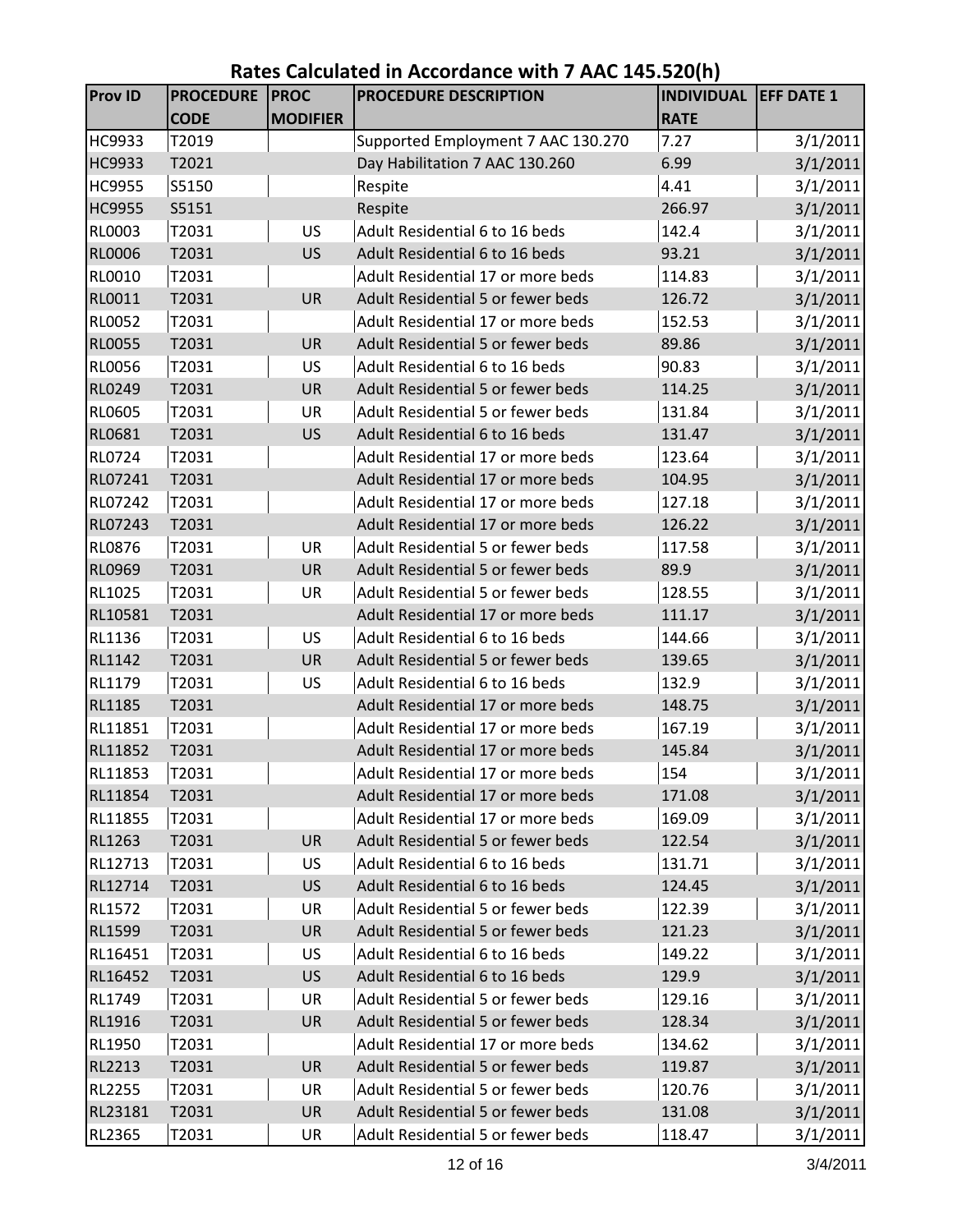# Rates Calculated in Accordance with 7 AAC 145.520(h)

| Prov ID | PROCEDURE CODE | PROC MODIFIER | PROCEDURE DESCRIPTION | INDIVIDUAL RATE | EFF DATE 1 |
|---|---|---|---|---|---|
| HC9933 | T2019 | | Supported Employment 7 AAC 130.270 | 7.27 | 3/1/2011 |
| HC9933 | T2021 | | Day Habilitation 7 AAC 130.260 | 6.99 | 3/1/2011 |
| HC9955 | S5150 | | Respite | 4.41 | 3/1/2011 |
| HC9955 | S5151 | | Respite | 266.97 | 3/1/2011 |
| RL0003 | T2031 | US | Adult Residential 6 to 16 beds | 142.4 | 3/1/2011 |
| RL0006 | T2031 | US | Adult Residential 6 to 16 beds | 93.21 | 3/1/2011 |
| RL0010 | T2031 | | Adult Residential 17 or more beds | 114.83 | 3/1/2011 |
| RL0011 | T2031 | UR | Adult Residential 5 or fewer beds | 126.72 | 3/1/2011 |
| RL0052 | T2031 | | Adult Residential 17 or more beds | 152.53 | 3/1/2011 |
| RL0055 | T2031 | UR | Adult Residential 5 or fewer beds | 89.86 | 3/1/2011 |
| RL0056 | T2031 | US | Adult Residential 6 to 16 beds | 90.83 | 3/1/2011 |
| RL0249 | T2031 | UR | Adult Residential 5 or fewer beds | 114.25 | 3/1/2011 |
| RL0605 | T2031 | UR | Adult Residential 5 or fewer beds | 131.84 | 3/1/2011 |
| RL0681 | T2031 | US | Adult Residential 6 to 16 beds | 131.47 | 3/1/2011 |
| RL0724 | T2031 | | Adult Residential 17 or more beds | 123.64 | 3/1/2011 |
| RL07241 | T2031 | | Adult Residential 17 or more beds | 104.95 | 3/1/2011 |
| RL07242 | T2031 | | Adult Residential 17 or more beds | 127.18 | 3/1/2011 |
| RL07243 | T2031 | | Adult Residential 17 or more beds | 126.22 | 3/1/2011 |
| RL0876 | T2031 | UR | Adult Residential 5 or fewer beds | 117.58 | 3/1/2011 |
| RL0969 | T2031 | UR | Adult Residential 5 or fewer beds | 89.9 | 3/1/2011 |
| RL1025 | T2031 | UR | Adult Residential 5 or fewer beds | 128.55 | 3/1/2011 |
| RL10581 | T2031 | | Adult Residential 17 or more beds | 111.17 | 3/1/2011 |
| RL1136 | T2031 | US | Adult Residential 6 to 16 beds | 144.66 | 3/1/2011 |
| RL1142 | T2031 | UR | Adult Residential 5 or fewer beds | 139.65 | 3/1/2011 |
| RL1179 | T2031 | US | Adult Residential 6 to 16 beds | 132.9 | 3/1/2011 |
| RL1185 | T2031 | | Adult Residential 17 or more beds | 148.75 | 3/1/2011 |
| RL11851 | T2031 | | Adult Residential 17 or more beds | 167.19 | 3/1/2011 |
| RL11852 | T2031 | | Adult Residential 17 or more beds | 145.84 | 3/1/2011 |
| RL11853 | T2031 | | Adult Residential 17 or more beds | 154 | 3/1/2011 |
| RL11854 | T2031 | | Adult Residential 17 or more beds | 171.08 | 3/1/2011 |
| RL11855 | T2031 | | Adult Residential 17 or more beds | 169.09 | 3/1/2011 |
| RL1263 | T2031 | UR | Adult Residential 5 or fewer beds | 122.54 | 3/1/2011 |
| RL12713 | T2031 | US | Adult Residential 6 to 16 beds | 131.71 | 3/1/2011 |
| RL12714 | T2031 | US | Adult Residential 6 to 16 beds | 124.45 | 3/1/2011 |
| RL1572 | T2031 | UR | Adult Residential 5 or fewer beds | 122.39 | 3/1/2011 |
| RL1599 | T2031 | UR | Adult Residential 5 or fewer beds | 121.23 | 3/1/2011 |
| RL16451 | T2031 | US | Adult Residential 6 to 16 beds | 149.22 | 3/1/2011 |
| RL16452 | T2031 | US | Adult Residential 6 to 16 beds | 129.9 | 3/1/2011 |
| RL1749 | T2031 | UR | Adult Residential 5 or fewer beds | 129.16 | 3/1/2011 |
| RL1916 | T2031 | UR | Adult Residential 5 or fewer beds | 128.34 | 3/1/2011 |
| RL1950 | T2031 | | Adult Residential 17 or more beds | 134.62 | 3/1/2011 |
| RL2213 | T2031 | UR | Adult Residential 5 or fewer beds | 119.87 | 3/1/2011 |
| RL2255 | T2031 | UR | Adult Residential 5 or fewer beds | 120.76 | 3/1/2011 |
| RL23181 | T2031 | UR | Adult Residential 5 or fewer beds | 131.08 | 3/1/2011 |
| RL2365 | T2031 | UR | Adult Residential 5 or fewer beds | 118.47 | 3/1/2011 |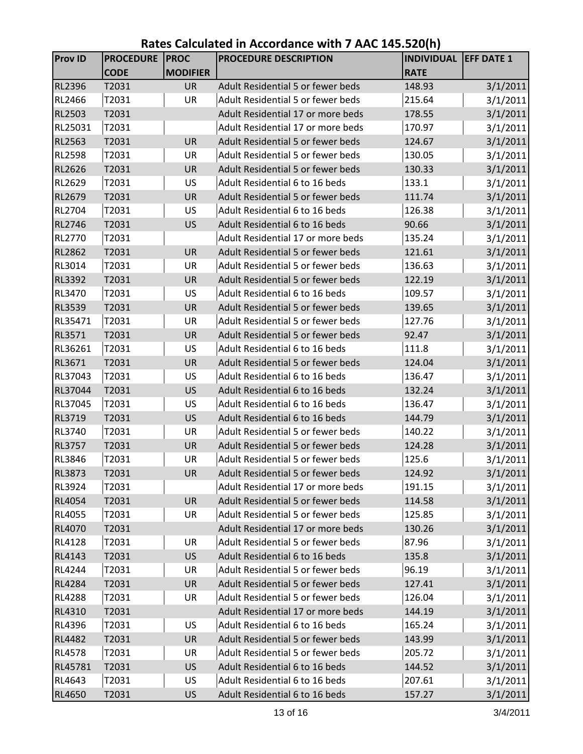# Rates Calculated in Accordance with 7 AAC 145.520(h)

| Prov ID | PROCEDURE CODE | PROC MODIFIER | PROCEDURE DESCRIPTION | INDIVIDUAL RATE | EFF DATE 1 |
|---|---|---|---|---|---|
| RL2396 | T2031 | UR | Adult Residential 5 or fewer beds | 148.93 | 3/1/2011 |
| RL2466 | T2031 | UR | Adult Residential 5 or fewer beds | 215.64 | 3/1/2011 |
| RL2503 | T2031 | | Adult Residential 17 or more beds | 178.55 | 3/1/2011 |
| RL25031 | T2031 | | Adult Residential 17 or more beds | 170.97 | 3/1/2011 |
| RL2563 | T2031 | UR | Adult Residential 5 or fewer beds | 124.67 | 3/1/2011 |
| RL2598 | T2031 | UR | Adult Residential 5 or fewer beds | 130.05 | 3/1/2011 |
| RL2626 | T2031 | UR | Adult Residential 5 or fewer beds | 130.33 | 3/1/2011 |
| RL2629 | T2031 | US | Adult Residential 6 to 16 beds | 133.1 | 3/1/2011 |
| RL2679 | T2031 | UR | Adult Residential 5 or fewer beds | 111.74 | 3/1/2011 |
| RL2704 | T2031 | US | Adult Residential 6 to 16 beds | 126.38 | 3/1/2011 |
| RL2746 | T2031 | US | Adult Residential 6 to 16 beds | 90.66 | 3/1/2011 |
| RL2770 | T2031 | | Adult Residential 17 or more beds | 135.24 | 3/1/2011 |
| RL2862 | T2031 | UR | Adult Residential 5 or fewer beds | 121.61 | 3/1/2011 |
| RL3014 | T2031 | UR | Adult Residential 5 or fewer beds | 136.63 | 3/1/2011 |
| RL3392 | T2031 | UR | Adult Residential 5 or fewer beds | 122.19 | 3/1/2011 |
| RL3470 | T2031 | US | Adult Residential 6 to 16 beds | 109.57 | 3/1/2011 |
| RL3539 | T2031 | UR | Adult Residential 5 or fewer beds | 139.65 | 3/1/2011 |
| RL35471 | T2031 | UR | Adult Residential 5 or fewer beds | 127.76 | 3/1/2011 |
| RL3571 | T2031 | UR | Adult Residential 5 or fewer beds | 92.47 | 3/1/2011 |
| RL36261 | T2031 | US | Adult Residential 6 to 16 beds | 111.8 | 3/1/2011 |
| RL3671 | T2031 | UR | Adult Residential 5 or fewer beds | 124.04 | 3/1/2011 |
| RL37043 | T2031 | US | Adult Residential 6 to 16 beds | 136.47 | 3/1/2011 |
| RL37044 | T2031 | US | Adult Residential 6 to 16 beds | 132.24 | 3/1/2011 |
| RL37045 | T2031 | US | Adult Residential 6 to 16 beds | 136.47 | 3/1/2011 |
| RL3719 | T2031 | US | Adult Residential 6 to 16 beds | 144.79 | 3/1/2011 |
| RL3740 | T2031 | UR | Adult Residential 5 or fewer beds | 140.22 | 3/1/2011 |
| RL3757 | T2031 | UR | Adult Residential 5 or fewer beds | 124.28 | 3/1/2011 |
| RL3846 | T2031 | UR | Adult Residential 5 or fewer beds | 125.6 | 3/1/2011 |
| RL3873 | T2031 | UR | Adult Residential 5 or fewer beds | 124.92 | 3/1/2011 |
| RL3924 | T2031 | | Adult Residential 17 or more beds | 191.15 | 3/1/2011 |
| RL4054 | T2031 | UR | Adult Residential 5 or fewer beds | 114.58 | 3/1/2011 |
| RL4055 | T2031 | UR | Adult Residential 5 or fewer beds | 125.85 | 3/1/2011 |
| RL4070 | T2031 | | Adult Residential 17 or more beds | 130.26 | 3/1/2011 |
| RL4128 | T2031 | UR | Adult Residential 5 or fewer beds | 87.96 | 3/1/2011 |
| RL4143 | T2031 | US | Adult Residential 6 to 16 beds | 135.8 | 3/1/2011 |
| RL4244 | T2031 | UR | Adult Residential 5 or fewer beds | 96.19 | 3/1/2011 |
| RL4284 | T2031 | UR | Adult Residential 5 or fewer beds | 127.41 | 3/1/2011 |
| RL4288 | T2031 | UR | Adult Residential 5 or fewer beds | 126.04 | 3/1/2011 |
| RL4310 | T2031 | | Adult Residential 17 or more beds | 144.19 | 3/1/2011 |
| RL4396 | T2031 | US | Adult Residential 6 to 16 beds | 165.24 | 3/1/2011 |
| RL4482 | T2031 | UR | Adult Residential 5 or fewer beds | 143.99 | 3/1/2011 |
| RL4578 | T2031 | UR | Adult Residential 5 or fewer beds | 205.72 | 3/1/2011 |
| RL45781 | T2031 | US | Adult Residential 6 to 16 beds | 144.52 | 3/1/2011 |
| RL4643 | T2031 | US | Adult Residential 6 to 16 beds | 207.61 | 3/1/2011 |
| RL4650 | T2031 | US | Adult Residential 6 to 16 beds | 157.27 | 3/1/2011 |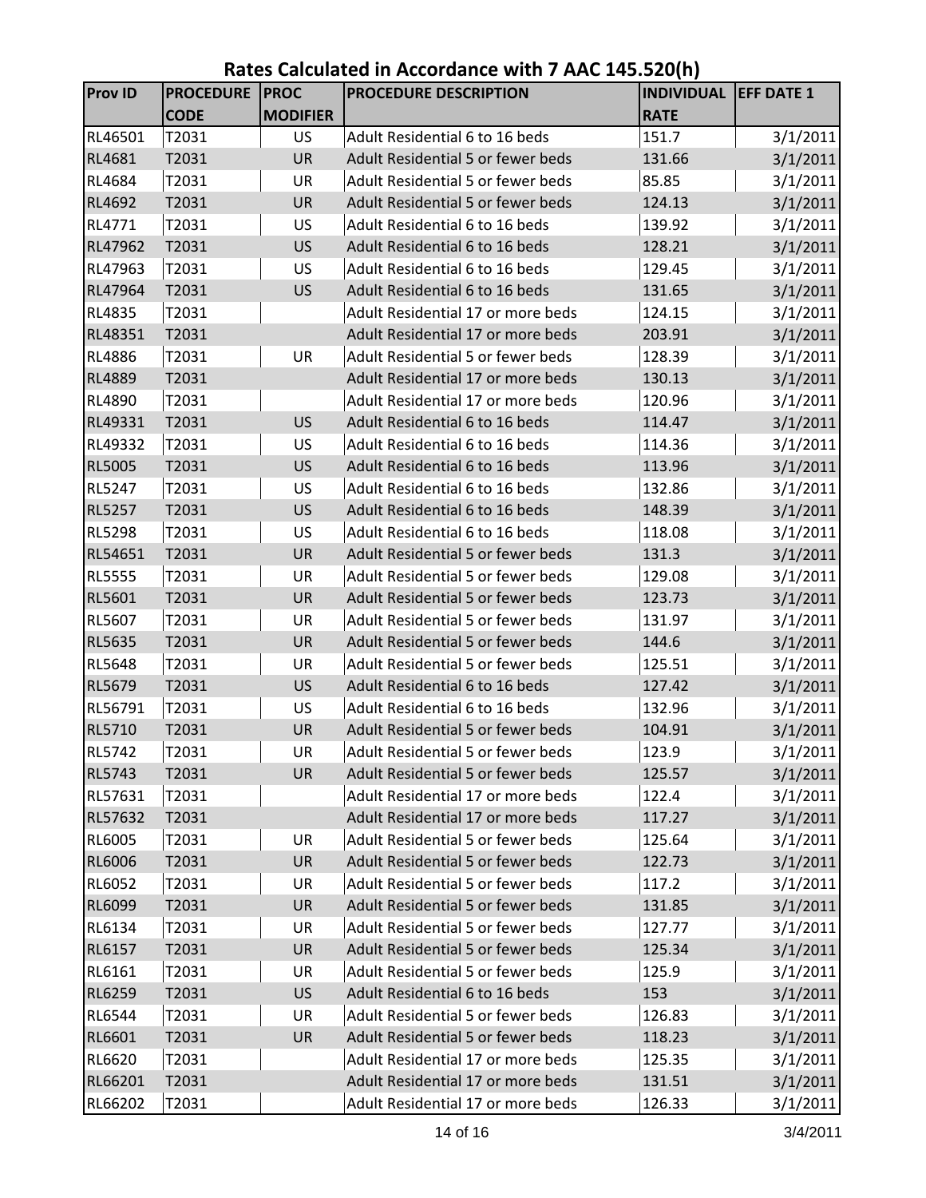# Rates Calculated in Accordance with 7 AAC 145.520(h)

| Prov ID | PROCEDURE CODE | PROC MODIFIER | PROCEDURE DESCRIPTION | INDIVIDUAL RATE | EFF DATE 1 |
|---|---|---|---|---|---|
| RL46501 | T2031 | US | Adult Residential 6 to 16 beds | 151.7 | 3/1/2011 |
| RL4681 | T2031 | UR | Adult Residential 5 or fewer beds | 131.66 | 3/1/2011 |
| RL4684 | T2031 | UR | Adult Residential 5 or fewer beds | 85.85 | 3/1/2011 |
| RL4692 | T2031 | UR | Adult Residential 5 or fewer beds | 124.13 | 3/1/2011 |
| RL4771 | T2031 | US | Adult Residential 6 to 16 beds | 139.92 | 3/1/2011 |
| RL47962 | T2031 | US | Adult Residential 6 to 16 beds | 128.21 | 3/1/2011 |
| RL47963 | T2031 | US | Adult Residential 6 to 16 beds | 129.45 | 3/1/2011 |
| RL47964 | T2031 | US | Adult Residential 6 to 16 beds | 131.65 | 3/1/2011 |
| RL4835 | T2031 | | Adult Residential 17 or more beds | 124.15 | 3/1/2011 |
| RL48351 | T2031 | | Adult Residential 17 or more beds | 203.91 | 3/1/2011 |
| RL4886 | T2031 | UR | Adult Residential 5 or fewer beds | 128.39 | 3/1/2011 |
| RL4889 | T2031 | | Adult Residential 17 or more beds | 130.13 | 3/1/2011 |
| RL4890 | T2031 | | Adult Residential 17 or more beds | 120.96 | 3/1/2011 |
| RL49331 | T2031 | US | Adult Residential 6 to 16 beds | 114.47 | 3/1/2011 |
| RL49332 | T2031 | US | Adult Residential 6 to 16 beds | 114.36 | 3/1/2011 |
| RL5005 | T2031 | US | Adult Residential 6 to 16 beds | 113.96 | 3/1/2011 |
| RL5247 | T2031 | US | Adult Residential 6 to 16 beds | 132.86 | 3/1/2011 |
| RL5257 | T2031 | US | Adult Residential 6 to 16 beds | 148.39 | 3/1/2011 |
| RL5298 | T2031 | US | Adult Residential 6 to 16 beds | 118.08 | 3/1/2011 |
| RL54651 | T2031 | UR | Adult Residential 5 or fewer beds | 131.3 | 3/1/2011 |
| RL5555 | T2031 | UR | Adult Residential 5 or fewer beds | 129.08 | 3/1/2011 |
| RL5601 | T2031 | UR | Adult Residential 5 or fewer beds | 123.73 | 3/1/2011 |
| RL5607 | T2031 | UR | Adult Residential 5 or fewer beds | 131.97 | 3/1/2011 |
| RL5635 | T2031 | UR | Adult Residential 5 or fewer beds | 144.6 | 3/1/2011 |
| RL5648 | T2031 | UR | Adult Residential 5 or fewer beds | 125.51 | 3/1/2011 |
| RL5679 | T2031 | US | Adult Residential 6 to 16 beds | 127.42 | 3/1/2011 |
| RL56791 | T2031 | US | Adult Residential 6 to 16 beds | 132.96 | 3/1/2011 |
| RL5710 | T2031 | UR | Adult Residential 5 or fewer beds | 104.91 | 3/1/2011 |
| RL5742 | T2031 | UR | Adult Residential 5 or fewer beds | 123.9 | 3/1/2011 |
| RL5743 | T2031 | UR | Adult Residential 5 or fewer beds | 125.57 | 3/1/2011 |
| RL57631 | T2031 | | Adult Residential 17 or more beds | 122.4 | 3/1/2011 |
| RL57632 | T2031 | | Adult Residential 17 or more beds | 117.27 | 3/1/2011 |
| RL6005 | T2031 | UR | Adult Residential 5 or fewer beds | 125.64 | 3/1/2011 |
| RL6006 | T2031 | UR | Adult Residential 5 or fewer beds | 122.73 | 3/1/2011 |
| RL6052 | T2031 | UR | Adult Residential 5 or fewer beds | 117.2 | 3/1/2011 |
| RL6099 | T2031 | UR | Adult Residential 5 or fewer beds | 131.85 | 3/1/2011 |
| RL6134 | T2031 | UR | Adult Residential 5 or fewer beds | 127.77 | 3/1/2011 |
| RL6157 | T2031 | UR | Adult Residential 5 or fewer beds | 125.34 | 3/1/2011 |
| RL6161 | T2031 | UR | Adult Residential 5 or fewer beds | 125.9 | 3/1/2011 |
| RL6259 | T2031 | US | Adult Residential 6 to 16 beds | 153 | 3/1/2011 |
| RL6544 | T2031 | UR | Adult Residential 5 or fewer beds | 126.83 | 3/1/2011 |
| RL6601 | T2031 | UR | Adult Residential 5 or fewer beds | 118.23 | 3/1/2011 |
| RL6620 | T2031 | | Adult Residential 17 or more beds | 125.35 | 3/1/2011 |
| RL66201 | T2031 | | Adult Residential 17 or more beds | 131.51 | 3/1/2011 |
| RL66202 | T2031 | | Adult Residential 17 or more beds | 126.33 | 3/1/2011 |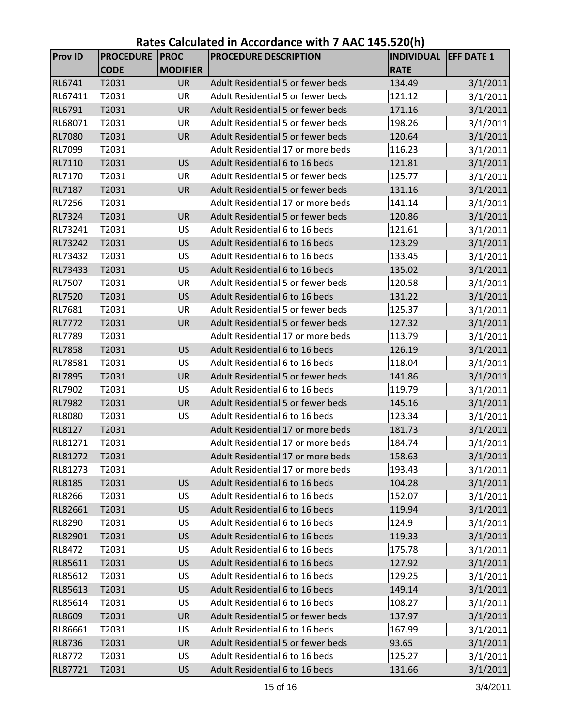# Rates Calculated in Accordance with 7 AAC 145.520(h)

| Prov ID | PROCEDURE CODE | PROC MODIFIER | PROCEDURE DESCRIPTION | INDIVIDUAL RATE | EFF DATE 1 |
|---|---|---|---|---|---|
| RL6741 | T2031 | UR | Adult Residential 5 or fewer beds | 134.49 | 3/1/2011 |
| RL67411 | T2031 | UR | Adult Residential 5 or fewer beds | 121.12 | 3/1/2011 |
| RL6791 | T2031 | UR | Adult Residential 5 or fewer beds | 171.16 | 3/1/2011 |
| RL68071 | T2031 | UR | Adult Residential 5 or fewer beds | 198.26 | 3/1/2011 |
| RL7080 | T2031 | UR | Adult Residential 5 or fewer beds | 120.64 | 3/1/2011 |
| RL7099 | T2031 | | Adult Residential 17 or more beds | 116.23 | 3/1/2011 |
| RL7110 | T2031 | US | Adult Residential 6 to 16 beds | 121.81 | 3/1/2011 |
| RL7170 | T2031 | UR | Adult Residential 5 or fewer beds | 125.77 | 3/1/2011 |
| RL7187 | T2031 | UR | Adult Residential 5 or fewer beds | 131.16 | 3/1/2011 |
| RL7256 | T2031 | | Adult Residential 17 or more beds | 141.14 | 3/1/2011 |
| RL7324 | T2031 | UR | Adult Residential 5 or fewer beds | 120.86 | 3/1/2011 |
| RL73241 | T2031 | US | Adult Residential 6 to 16 beds | 121.61 | 3/1/2011 |
| RL73242 | T2031 | US | Adult Residential 6 to 16 beds | 123.29 | 3/1/2011 |
| RL73432 | T2031 | US | Adult Residential 6 to 16 beds | 133.45 | 3/1/2011 |
| RL73433 | T2031 | US | Adult Residential 6 to 16 beds | 135.02 | 3/1/2011 |
| RL7507 | T2031 | UR | Adult Residential 5 or fewer beds | 120.58 | 3/1/2011 |
| RL7520 | T2031 | US | Adult Residential 6 to 16 beds | 131.22 | 3/1/2011 |
| RL7681 | T2031 | UR | Adult Residential 5 or fewer beds | 125.37 | 3/1/2011 |
| RL7772 | T2031 | UR | Adult Residential 5 or fewer beds | 127.32 | 3/1/2011 |
| RL7789 | T2031 | | Adult Residential 17 or more beds | 113.79 | 3/1/2011 |
| RL7858 | T2031 | US | Adult Residential 6 to 16 beds | 126.19 | 3/1/2011 |
| RL78581 | T2031 | US | Adult Residential 6 to 16 beds | 118.04 | 3/1/2011 |
| RL7895 | T2031 | UR | Adult Residential 5 or fewer beds | 141.86 | 3/1/2011 |
| RL7902 | T2031 | US | Adult Residential 6 to 16 beds | 119.79 | 3/1/2011 |
| RL7982 | T2031 | UR | Adult Residential 5 or fewer beds | 145.16 | 3/1/2011 |
| RL8080 | T2031 | US | Adult Residential 6 to 16 beds | 123.34 | 3/1/2011 |
| RL8127 | T2031 | | Adult Residential 17 or more beds | 181.73 | 3/1/2011 |
| RL81271 | T2031 | | Adult Residential 17 or more beds | 184.74 | 3/1/2011 |
| RL81272 | T2031 | | Adult Residential 17 or more beds | 158.63 | 3/1/2011 |
| RL81273 | T2031 | | Adult Residential 17 or more beds | 193.43 | 3/1/2011 |
| RL8185 | T2031 | US | Adult Residential 6 to 16 beds | 104.28 | 3/1/2011 |
| RL8266 | T2031 | US | Adult Residential 6 to 16 beds | 152.07 | 3/1/2011 |
| RL82661 | T2031 | US | Adult Residential 6 to 16 beds | 119.94 | 3/1/2011 |
| RL8290 | T2031 | US | Adult Residential 6 to 16 beds | 124.9 | 3/1/2011 |
| RL82901 | T2031 | US | Adult Residential 6 to 16 beds | 119.33 | 3/1/2011 |
| RL8472 | T2031 | US | Adult Residential 6 to 16 beds | 175.78 | 3/1/2011 |
| RL85611 | T2031 | US | Adult Residential 6 to 16 beds | 127.92 | 3/1/2011 |
| RL85612 | T2031 | US | Adult Residential 6 to 16 beds | 129.25 | 3/1/2011 |
| RL85613 | T2031 | US | Adult Residential 6 to 16 beds | 149.14 | 3/1/2011 |
| RL85614 | T2031 | US | Adult Residential 6 to 16 beds | 108.27 | 3/1/2011 |
| RL8609 | T2031 | UR | Adult Residential 5 or fewer beds | 137.97 | 3/1/2011 |
| RL86661 | T2031 | US | Adult Residential 6 to 16 beds | 167.99 | 3/1/2011 |
| RL8736 | T2031 | UR | Adult Residential 5 or fewer beds | 93.65 | 3/1/2011 |
| RL8772 | T2031 | US | Adult Residential 6 to 16 beds | 125.27 | 3/1/2011 |
| RL87721 | T2031 | US | Adult Residential 6 to 16 beds | 131.66 | 3/1/2011 |

3/4/2011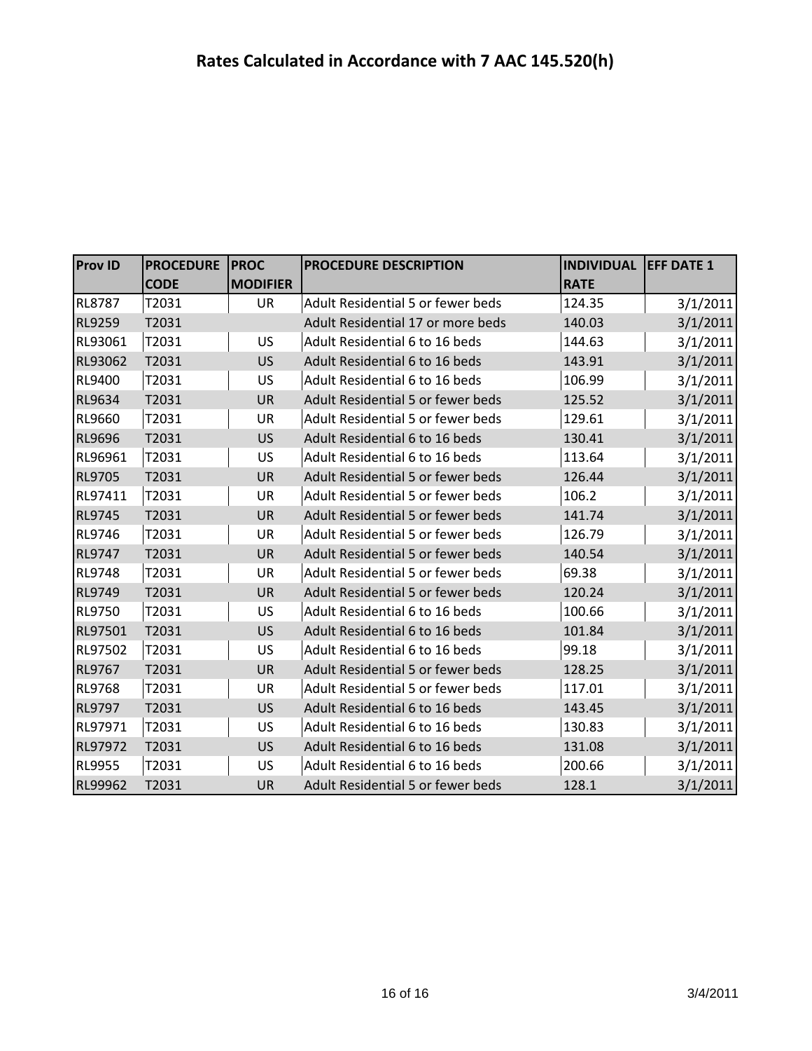# Rates Calculated in Accordance with 7 AAC 145.520(h)

| Prov ID | PROCEDURE CODE | PROC MODIFIER | PROCEDURE DESCRIPTION | INDIVIDUAL RATE | EFF DATE 1 |
|---|---|---|---|---|---|
| RL8787 | T2031 | UR | Adult Residential 5 or fewer beds | 124.35 | 3/1/2011 |
| RL9259 | T2031 | | Adult Residential 17 or more beds | 140.03 | 3/1/2011 |
| RL93061 | T2031 | US | Adult Residential 6 to 16 beds | 144.63 | 3/1/2011 |
| RL93062 | T2031 | US | Adult Residential 6 to 16 beds | 143.91 | 3/1/2011 |
| RL9400 | T2031 | US | Adult Residential 6 to 16 beds | 106.99 | 3/1/2011 |
| RL9634 | T2031 | UR | Adult Residential 5 or fewer beds | 125.52 | 3/1/2011 |
| RL9660 | T2031 | UR | Adult Residential 5 or fewer beds | 129.61 | 3/1/2011 |
| RL9696 | T2031 | US | Adult Residential 6 to 16 beds | 130.41 | 3/1/2011 |
| RL96961 | T2031 | US | Adult Residential 6 to 16 beds | 113.64 | 3/1/2011 |
| RL9705 | T2031 | UR | Adult Residential 5 or fewer beds | 126.44 | 3/1/2011 |
| RL97411 | T2031 | UR | Adult Residential 5 or fewer beds | 106.2 | 3/1/2011 |
| RL9745 | T2031 | UR | Adult Residential 5 or fewer beds | 141.74 | 3/1/2011 |
| RL9746 | T2031 | UR | Adult Residential 5 or fewer beds | 126.79 | 3/1/2011 |
| RL9747 | T2031 | UR | Adult Residential 5 or fewer beds | 140.54 | 3/1/2011 |
| RL9748 | T2031 | UR | Adult Residential 5 or fewer beds | 69.38 | 3/1/2011 |
| RL9749 | T2031 | UR | Adult Residential 5 or fewer beds | 120.24 | 3/1/2011 |
| RL9750 | T2031 | US | Adult Residential 6 to 16 beds | 100.66 | 3/1/2011 |
| RL97501 | T2031 | US | Adult Residential 6 to 16 beds | 101.84 | 3/1/2011 |
| RL97502 | T2031 | US | Adult Residential 6 to 16 beds | 99.18 | 3/1/2011 |
| RL9767 | T2031 | UR | Adult Residential 5 or fewer beds | 128.25 | 3/1/2011 |
| RL9768 | T2031 | UR | Adult Residential 5 or fewer beds | 117.01 | 3/1/2011 |
| RL9797 | T2031 | US | Adult Residential 6 to 16 beds | 143.45 | 3/1/2011 |
| RL97971 | T2031 | US | Adult Residential 6 to 16 beds | 130.83 | 3/1/2011 |
| RL97972 | T2031 | US | Adult Residential 6 to 16 beds | 131.08 | 3/1/2011 |
| RL9955 | T2031 | US | Adult Residential 6 to 16 beds | 200.66 | 3/1/2011 |
| RL99962 | T2031 | UR | Adult Residential 5 or fewer beds | 128.1 | 3/1/2011 |